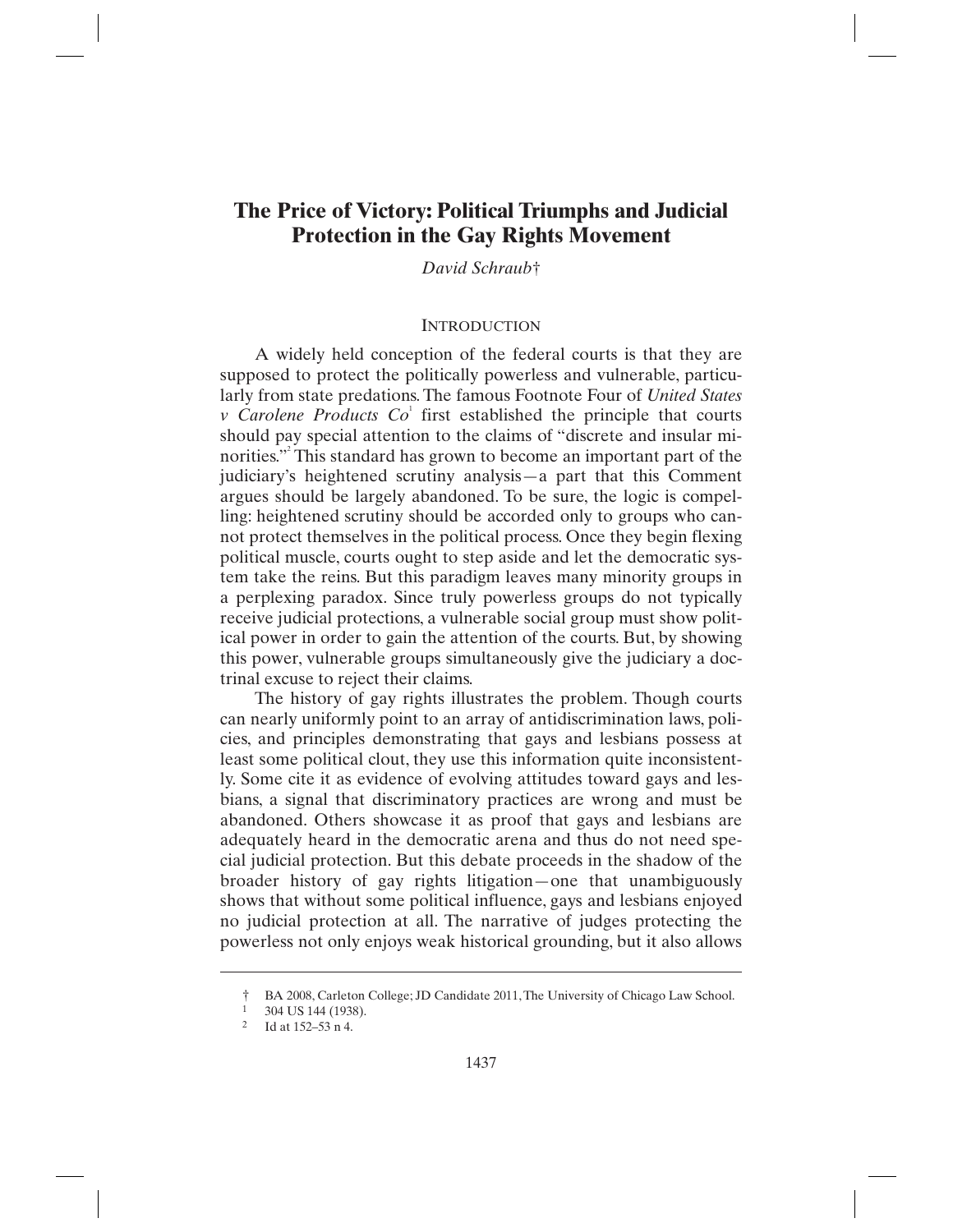# The Price of Victory: Political Triumphs and Judicial Protection in the Gay Rights Movement

*David Schraub*†

## INTRODUCTION

A widely held conception of the federal courts is that they are supposed to protect the politically powerless and vulnerable, particularly from state predations. The famous Footnote Four of *United States v Carolene Products Co*[1] first established the principle that courts should pay special attention to the claims of "discrete and insular minorities."[2] This standard has grown to become an important part of the judiciary's heightened scrutiny analysis—a part that this Comment argues should be largely abandoned. To be sure, the logic is compelling: heightened scrutiny should be accorded only to groups who cannot protect themselves in the political process. Once they begin flexing political muscle, courts ought to step aside and let the democratic system take the reins. But this paradigm leaves many minority groups in a perplexing paradox. Since truly powerless groups do not typically receive judicial protections, a vulnerable social group must show political power in order to gain the attention of the courts. But, by showing this power, vulnerable groups simultaneously give the judiciary a doctrinal excuse to reject their claims.

The history of gay rights illustrates the problem. Though courts can nearly uniformly point to an array of antidiscrimination laws, policies, and principles demonstrating that gays and lesbians possess at least some political clout, they use this information quite inconsistently. Some cite it as evidence of evolving attitudes toward gays and lesbians, a signal that discriminatory practices are wrong and must be abandoned. Others showcase it as proof that gays and lesbians are adequately heard in the democratic arena and thus do not need special judicial protection. But this debate proceeds in the shadow of the broader history of gay rights litigation—one that unambiguously shows that without some political influence, gays and lesbians enjoyed no judicial protection at all. The narrative of judges protecting the powerless not only enjoys weak historical grounding, but it also allows

---

† BA 2008, Carleton College; JD Candidate 2011, The University of Chicago Law School.

[1] 304 US 144 (1938).

[2] Id at 152–53 n 4.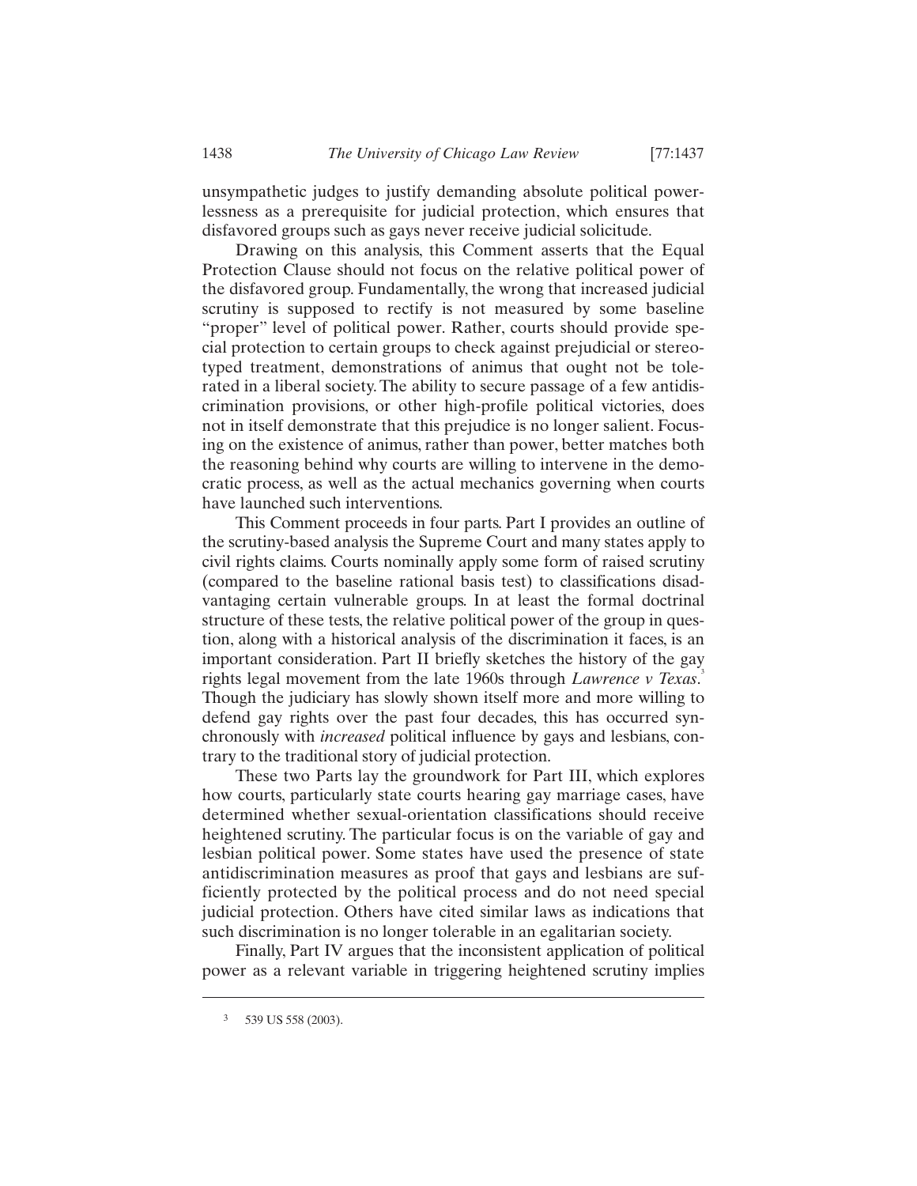unsympathetic judges to justify demanding absolute political powerlessness as a prerequisite for judicial protection, which ensures that disfavored groups such as gays never receive judicial solicitude.

Drawing on this analysis, this Comment asserts that the Equal Protection Clause should not focus on the relative political power of the disfavored group. Fundamentally, the wrong that increased judicial scrutiny is supposed to rectify is not measured by some baseline "proper" level of political power. Rather, courts should provide special protection to certain groups to check against prejudicial or stereotyped treatment, demonstrations of animus that ought not be tolerated in a liberal society. The ability to secure passage of a few antidiscrimination provisions, or other high-profile political victories, does not in itself demonstrate that this prejudice is no longer salient. Focusing on the existence of animus, rather than power, better matches both the reasoning behind why courts are willing to intervene in the democratic process, as well as the actual mechanics governing when courts have launched such interventions.

This Comment proceeds in four parts. Part I provides an outline of the scrutiny-based analysis the Supreme Court and many states apply to civil rights claims. Courts nominally apply some form of raised scrutiny (compared to the baseline rational basis test) to classifications disadvantaging certain vulnerable groups. In at least the formal doctrinal structure of these tests, the relative political power of the group in question, along with a historical analysis of the discrimination it faces, is an important consideration. Part II briefly sketches the history of the gay rights legal movement from the late 1960s through *Lawrence v Texas*.[3] Though the judiciary has slowly shown itself more and more willing to defend gay rights over the past four decades, this has occurred synchronously with *increased* political influence by gays and lesbians, contrary to the traditional story of judicial protection.

These two Parts lay the groundwork for Part III, which explores how courts, particularly state courts hearing gay marriage cases, have determined whether sexual-orientation classifications should receive heightened scrutiny. The particular focus is on the variable of gay and lesbian political power. Some states have used the presence of state antidiscrimination measures as proof that gays and lesbians are sufficiently protected by the political process and do not need special judicial protection. Others have cited similar laws as indications that such discrimination is no longer tolerable in an egalitarian society.

Finally, Part IV argues that the inconsistent application of political power as a relevant variable in triggering heightened scrutiny implies

[3] 539 US 558 (2003).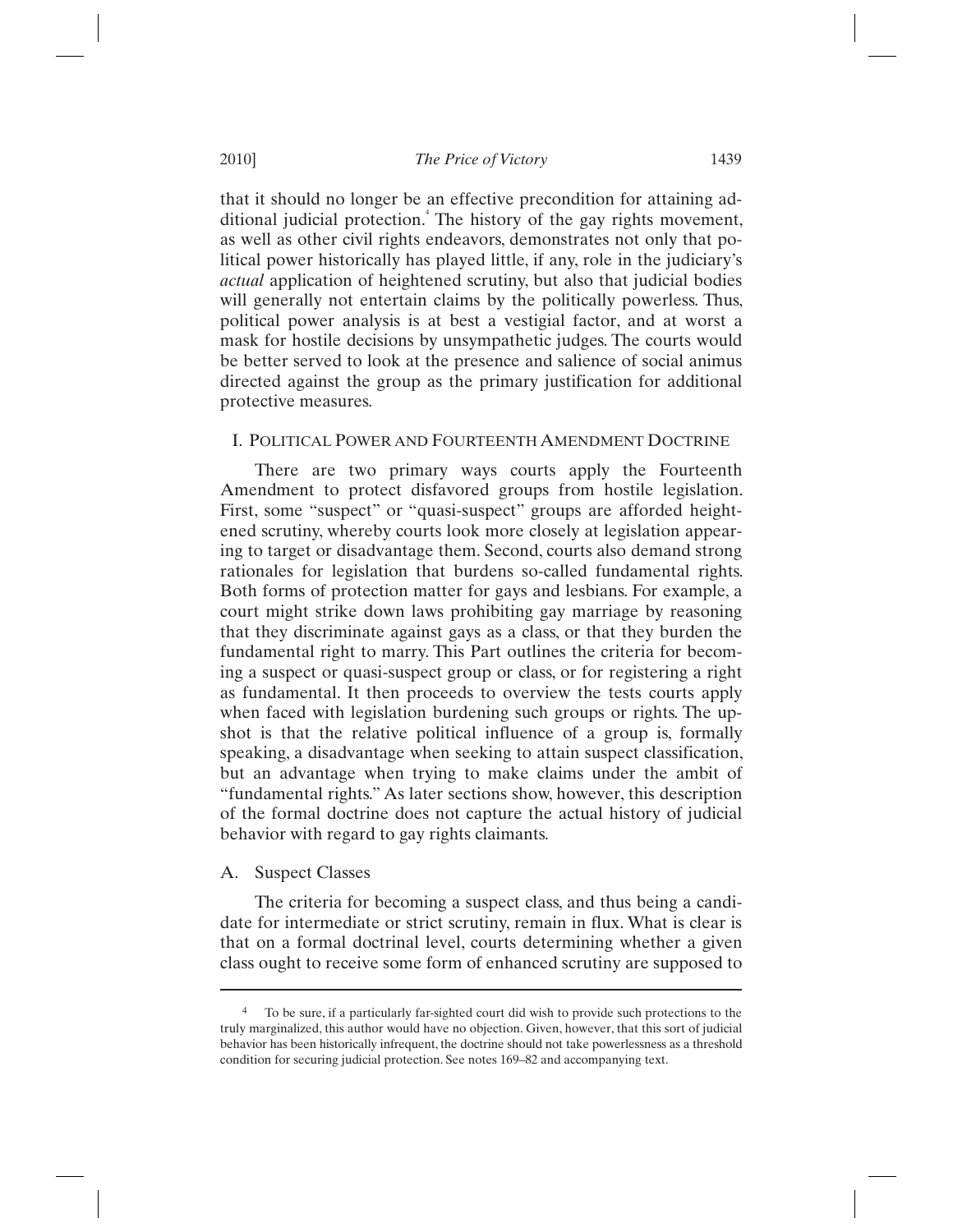that it should no longer be an effective precondition for attaining additional judicial protection.[4] The history of the gay rights movement, as well as other civil rights endeavors, demonstrates not only that political power historically has played little, if any, role in the judiciary's *actual* application of heightened scrutiny, but also that judicial bodies will generally not entertain claims by the politically powerless. Thus, political power analysis is at best a vestigial factor, and at worst a mask for hostile decisions by unsympathetic judges. The courts would be better served to look at the presence and salience of social animus directed against the group as the primary justification for additional protective measures.

## I. Political Power and Fourteenth Amendment Doctrine

There are two primary ways courts apply the Fourteenth Amendment to protect disfavored groups from hostile legislation. First, some "suspect" or "quasi-suspect" groups are afforded heightened scrutiny, whereby courts look more closely at legislation appearing to target or disadvantage them. Second, courts also demand strong rationales for legislation that burdens so-called fundamental rights. Both forms of protection matter for gays and lesbians. For example, a court might strike down laws prohibiting gay marriage by reasoning that they discriminate against gays as a class, or that they burden the fundamental right to marry. This Part outlines the criteria for becoming a suspect or quasi-suspect group or class, or for registering a right as fundamental. It then proceeds to overview the tests courts apply when faced with legislation burdening such groups or rights. The upshot is that the relative political influence of a group is, formally speaking, a disadvantage when seeking to attain suspect classification, but an advantage when trying to make claims under the ambit of "fundamental rights." As later sections show, however, this description of the formal doctrine does not capture the actual history of judicial behavior with regard to gay rights claimants.

### A. Suspect Classes

The criteria for becoming a suspect class, and thus being a candidate for intermediate or strict scrutiny, remain in flux. What is clear is that on a formal doctrinal level, courts determining whether a given class ought to receive some form of enhanced scrutiny are supposed to

---

[4] To be sure, if a particularly far-sighted court did wish to provide such protections to the truly marginalized, this author would have no objection. Given, however, that this sort of judicial behavior has been historically infrequent, the doctrine should not take powerlessness as a threshold condition for securing judicial protection. See notes 169–82 and accompanying text.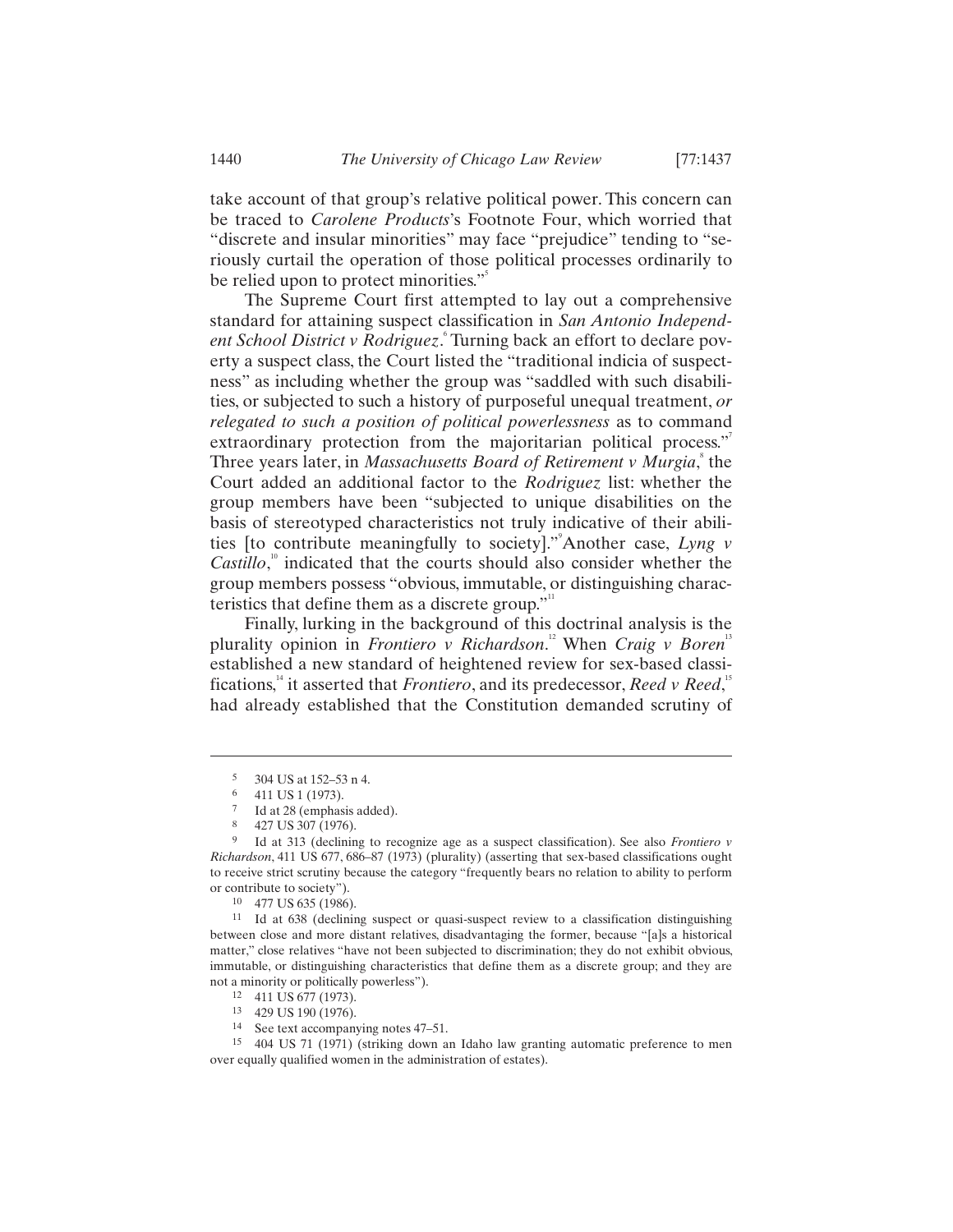take account of that group's relative political power. This concern can be traced to *Carolene Products*'s Footnote Four, which worried that "discrete and insular minorities" may face "prejudice" tending to "seriously curtail the operation of those political processes ordinarily to be relied upon to protect minorities."[5]

The Supreme Court first attempted to lay out a comprehensive standard for attaining suspect classification in *San Antonio Independent School District v Rodriguez*.[6] Turning back an effort to declare poverty a suspect class, the Court listed the "traditional indicia of suspectness" as including whether the group was "saddled with such disabilities, or subjected to such a history of purposeful unequal treatment, *or relegated to such a position of political powerlessness* as to command extraordinary protection from the majoritarian political process."[7] Three years later, in *Massachusetts Board of Retirement v Murgia*,[8] the Court added an additional factor to the *Rodriguez* list: whether the group members have been "subjected to unique disabilities on the basis of stereotyped characteristics not truly indicative of their abilities [to contribute meaningfully to society]."[9] Another case, *Lyng v Castillo*,[10] indicated that the courts should also consider whether the group members possess "obvious, immutable, or distinguishing characteristics that define them as a discrete group."[11]

Finally, lurking in the background of this doctrinal analysis is the plurality opinion in *Frontiero v Richardson*.[12] When *Craig v Boren*[13] established a new standard of heightened review for sex-based classifications,[14] it asserted that *Frontiero*, and its predecessor, *Reed v Reed*,[15] had already established that the Constitution demanded scrutiny of

---

5 304 US at 152–53 n 4.

6 411 US 1 (1973).

7 Id at 28 (emphasis added).

8 427 US 307 (1976).

9 Id at 313 (declining to recognize age as a suspect classification). See also *Frontiero v Richardson*, 411 US 677, 686–87 (1973) (plurality) (asserting that sex-based classifications ought to receive strict scrutiny because the category "frequently bears no relation to ability to perform or contribute to society").

10 477 US 635 (1986).

11 Id at 638 (declining suspect or quasi-suspect review to a classification distinguishing between close and more distant relatives, disadvantaging the former, because "[a]s a historical matter," close relatives "have not been subjected to discrimination; they do not exhibit obvious, immutable, or distinguishing characteristics that define them as a discrete group; and they are not a minority or politically powerless").

12 411 US 677 (1973).

13 429 US 190 (1976).

14 See text accompanying notes 47–51.

15 404 US 71 (1971) (striking down an Idaho law granting automatic preference to men over equally qualified women in the administration of estates).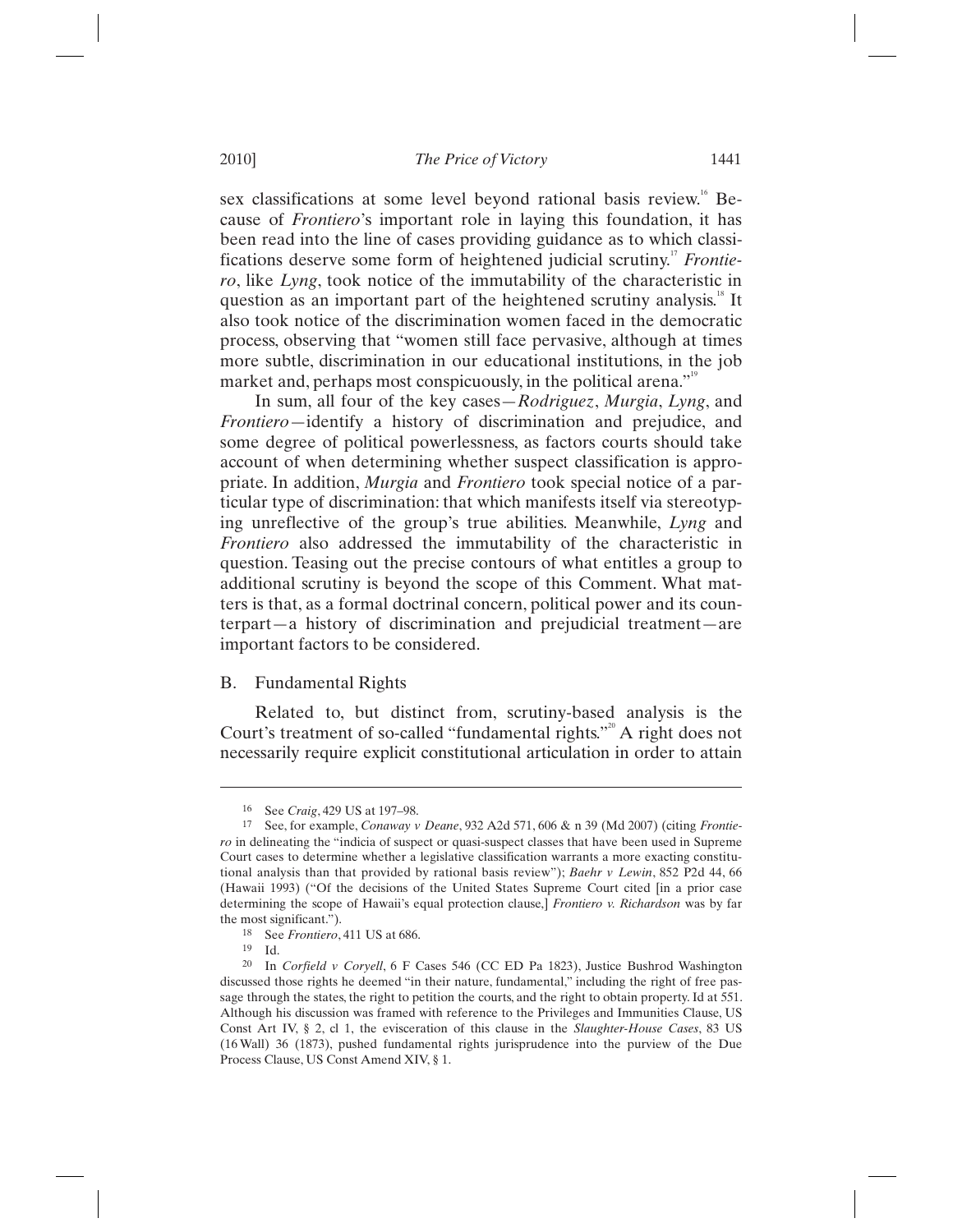sex classifications at some level beyond rational basis review.[16] Because of *Frontiero*'s important role in laying this foundation, it has been read into the line of cases providing guidance as to which classifications deserve some form of heightened judicial scrutiny.[17] *Frontiero*, like *Lyng*, took notice of the immutability of the characteristic in question as an important part of the heightened scrutiny analysis.[18] It also took notice of the discrimination women faced in the democratic process, observing that "women still face pervasive, although at times more subtle, discrimination in our educational institutions, in the job market and, perhaps most conspicuously, in the political arena."[19]

In sum, all four of the key cases—*Rodriguez*, *Murgia*, *Lyng*, and *Frontiero*—identify a history of discrimination and prejudice, and some degree of political powerlessness, as factors courts should take account of when determining whether suspect classification is appropriate. In addition, *Murgia* and *Frontiero* took special notice of a particular type of discrimination: that which manifests itself via stereotyping unreflective of the group's true abilities. Meanwhile, *Lyng* and *Frontiero* also addressed the immutability of the characteristic in question. Teasing out the precise contours of what entitles a group to additional scrutiny is beyond the scope of this Comment. What matters is that, as a formal doctrinal concern, political power and its counterpart—a history of discrimination and prejudicial treatment—are important factors to be considered.

## B. Fundamental Rights

Related to, but distinct from, scrutiny-based analysis is the Court's treatment of so-called "fundamental rights."[20] A right does not necessarily require explicit constitutional articulation in order to attain

---

16 See *Craig*, 429 US at 197–98.

17 See, for example, *Conaway v Deane*, 932 A2d 571, 606 & n 39 (Md 2007) (citing *Frontiero* in delineating the "indicia of suspect or quasi-suspect classes that have been used in Supreme Court cases to determine whether a legislative classification warrants a more exacting constitutional analysis than that provided by rational basis review"); *Baehr v Lewin*, 852 P2d 44, 66 (Hawaii 1993) ("Of the decisions of the United States Supreme Court cited [in a prior case determining the scope of Hawaii's equal protection clause,] *Frontiero v. Richardson* was by far the most significant.").

18 See *Frontiero*, 411 US at 686.

19 Id.

20 In *Corfield v Coryell*, 6 F Cases 546 (CC ED Pa 1823), Justice Bushrod Washington discussed those rights he deemed "in their nature, fundamental," including the right of free passage through the states, the right to petition the courts, and the right to obtain property. Id at 551. Although his discussion was framed with reference to the Privileges and Immunities Clause, US Const Art IV, § 2, cl 1, the evisceration of this clause in the *Slaughter-House Cases*, 83 US (16 Wall) 36 (1873), pushed fundamental rights jurisprudence into the purview of the Due Process Clause, US Const Amend XIV, § 1.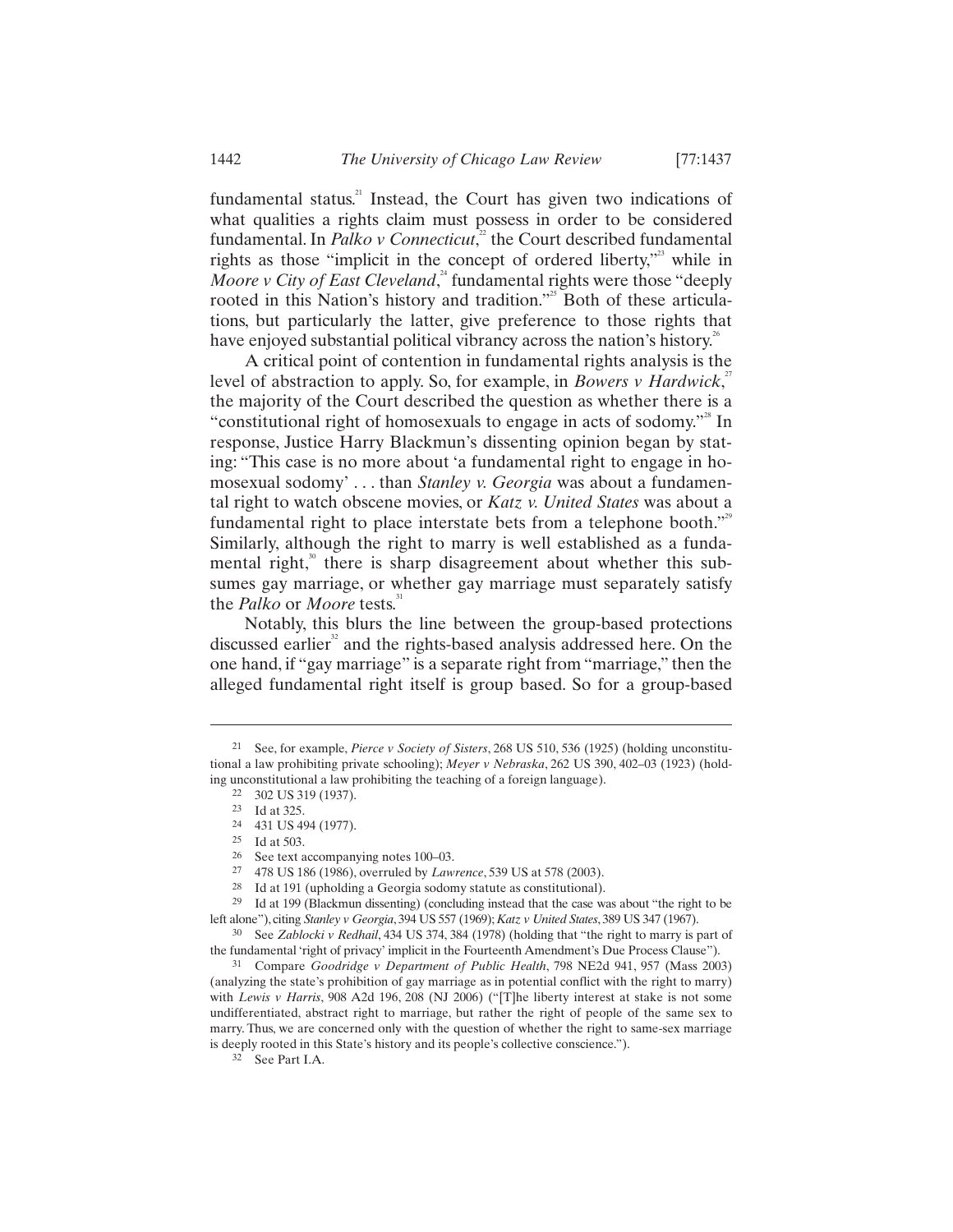fundamental status.[21] Instead, the Court has given two indications of what qualities a rights claim must possess in order to be considered fundamental. In *Palko v Connecticut*,[22] the Court described fundamental rights as those "implicit in the concept of ordered liberty,"[23] while in *Moore v City of East Cleveland*,[24] fundamental rights were those "deeply rooted in this Nation's history and tradition."[25] Both of these articulations, but particularly the latter, give preference to those rights that have enjoyed substantial political vibrancy across the nation's history.[26]

A critical point of contention in fundamental rights analysis is the level of abstraction to apply. So, for example, in *Bowers v Hardwick*,[27] the majority of the Court described the question as whether there is a "constitutional right of homosexuals to engage in acts of sodomy."[28] In response, Justice Harry Blackmun's dissenting opinion began by stating: "This case is no more about 'a fundamental right to engage in homosexual sodomy' . . . than *Stanley v. Georgia* was about a fundamental right to watch obscene movies, or *Katz v. United States* was about a fundamental right to place interstate bets from a telephone booth."[29] Similarly, although the right to marry is well established as a fundamental right,[30] there is sharp disagreement about whether this subsumes gay marriage, or whether gay marriage must separately satisfy the *Palko* or *Moore* tests.[31]

Notably, this blurs the line between the group-based protections discussed earlier[32] and the rights-based analysis addressed here. On the one hand, if "gay marriage" is a separate right from "marriage," then the alleged fundamental right itself is group based. So for a group-based

---

21 See, for example, *Pierce v Society of Sisters*, 268 US 510, 536 (1925) (holding unconstitutional a law prohibiting private schooling); *Meyer v Nebraska*, 262 US 390, 402–03 (1923) (holding unconstitutional a law prohibiting the teaching of a foreign language).

22 302 US 319 (1937).

23 Id at 325.

24 431 US 494 (1977).

25 Id at 503.

26 See text accompanying notes 100–03.

27 478 US 186 (1986), overruled by *Lawrence*, 539 US at 578 (2003).

28 Id at 191 (upholding a Georgia sodomy statute as constitutional).

29 Id at 199 (Blackmun dissenting) (concluding instead that the case was about "the right to be left alone"), citing *Stanley v Georgia*, 394 US 557 (1969); *Katz v United States*, 389 US 347 (1967).

30 See *Zablocki v Redhail*, 434 US 374, 384 (1978) (holding that "the right to marry is part of the fundamental 'right of privacy' implicit in the Fourteenth Amendment's Due Process Clause").

31 Compare *Goodridge v Department of Public Health*, 798 NE2d 941, 957 (Mass 2003) (analyzing the state's prohibition of gay marriage as in potential conflict with the right to marry) with *Lewis v Harris*, 908 A2d 196, 208 (NJ 2006) ("[T]he liberty interest at stake is not some undifferentiated, abstract right to marriage, but rather the right of people of the same sex to marry. Thus, we are concerned only with the question of whether the right to same-sex marriage is deeply rooted in this State's history and its people's collective conscience.").

32 See Part I.A.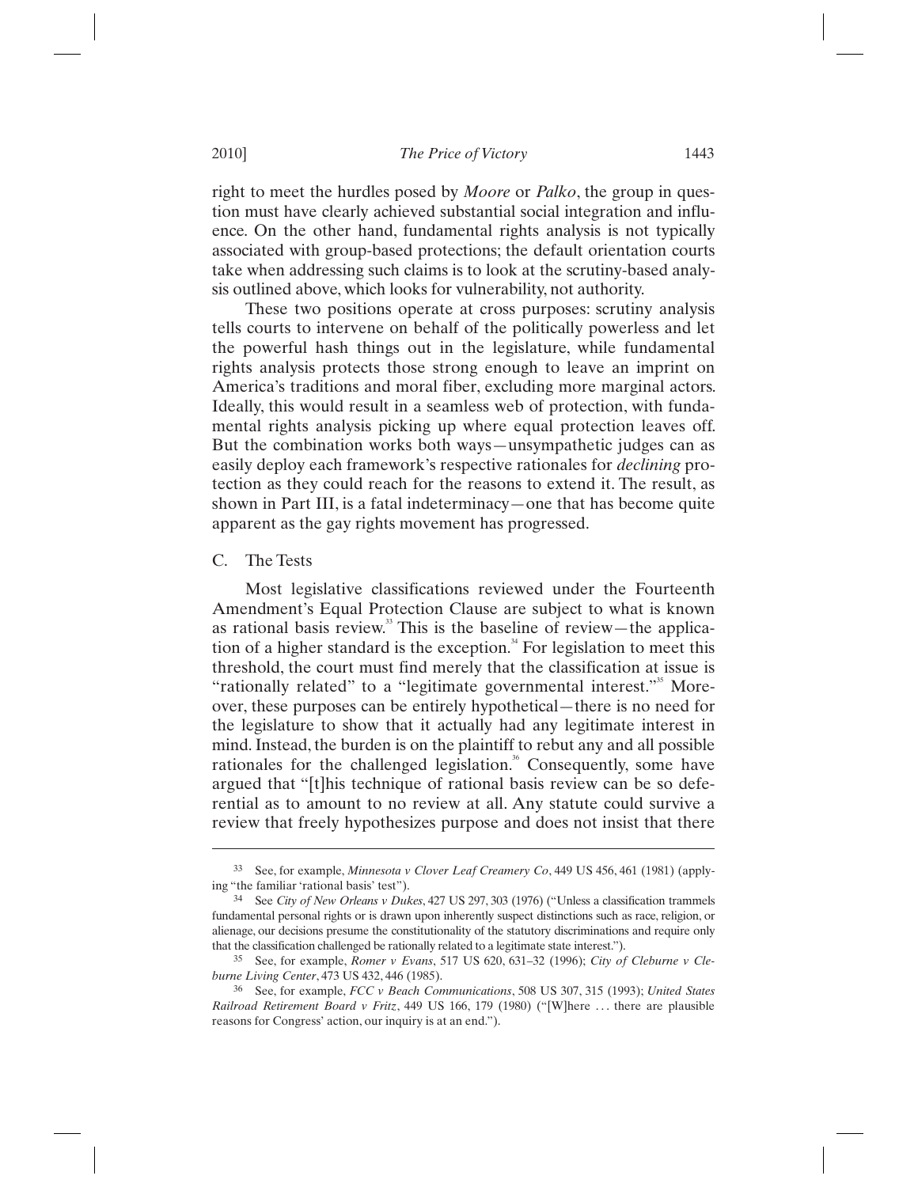right to meet the hurdles posed by *Moore* or *Palko*, the group in question must have clearly achieved substantial social integration and influence. On the other hand, fundamental rights analysis is not typically associated with group-based protections; the default orientation courts take when addressing such claims is to look at the scrutiny-based analysis outlined above, which looks for vulnerability, not authority.

These two positions operate at cross purposes: scrutiny analysis tells courts to intervene on behalf of the politically powerless and let the powerful hash things out in the legislature, while fundamental rights analysis protects those strong enough to leave an imprint on America's traditions and moral fiber, excluding more marginal actors. Ideally, this would result in a seamless web of protection, with fundamental rights analysis picking up where equal protection leaves off. But the combination works both ways—unsympathetic judges can as easily deploy each framework's respective rationales for *declining* protection as they could reach for the reasons to extend it. The result, as shown in Part III, is a fatal indeterminacy—one that has become quite apparent as the gay rights movement has progressed.

## C. The Tests

Most legislative classifications reviewed under the Fourteenth Amendment's Equal Protection Clause are subject to what is known as rational basis review.[33] This is the baseline of review—the application of a higher standard is the exception.[34] For legislation to meet this threshold, the court must find merely that the classification at issue is "rationally related" to a "legitimate governmental interest."[35] Moreover, these purposes can be entirely hypothetical—there is no need for the legislature to show that it actually had any legitimate interest in mind. Instead, the burden is on the plaintiff to rebut any and all possible rationales for the challenged legislation.[36] Consequently, some have argued that "[t]his technique of rational basis review can be so deferential as to amount to no review at all. Any statute could survive a review that freely hypothesizes purpose and does not insist that there

---

[33] See, for example, *Minnesota v Clover Leaf Creamery Co*, 449 US 456, 461 (1981) (applying "the familiar 'rational basis' test").

[34] See *City of New Orleans v Dukes*, 427 US 297, 303 (1976) ("Unless a classification trammels fundamental personal rights or is drawn upon inherently suspect distinctions such as race, religion, or alienage, our decisions presume the constitutionality of the statutory discriminations and require only that the classification challenged be rationally related to a legitimate state interest.").

[35] See, for example, *Romer v Evans*, 517 US 620, 631–32 (1996); *City of Cleburne v Cleburne Living Center*, 473 US 432, 446 (1985).

[36] See, for example, *FCC v Beach Communications*, 508 US 307, 315 (1993); *United States Railroad Retirement Board v Fritz*, 449 US 166, 179 (1980) ("[W]here ... there are plausible reasons for Congress' action, our inquiry is at an end.").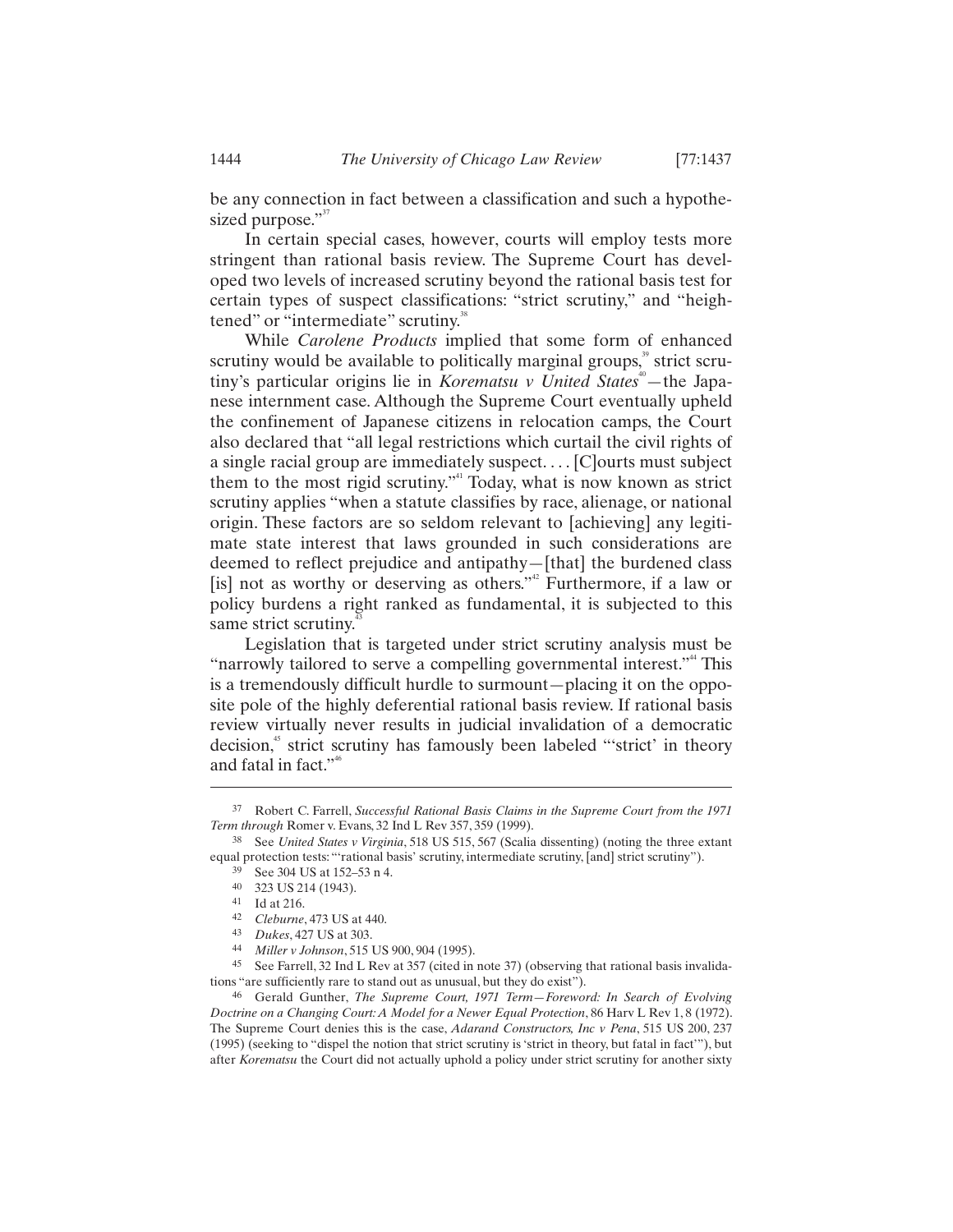be any connection in fact between a classification and such a hypothesized purpose."[37]

In certain special cases, however, courts will employ tests more stringent than rational basis review. The Supreme Court has developed two levels of increased scrutiny beyond the rational basis test for certain types of suspect classifications: "strict scrutiny," and "heightened" or "intermediate" scrutiny.[38]

While *Carolene Products* implied that some form of enhanced scrutiny would be available to politically marginal groups,[39] strict scrutiny's particular origins lie in *Korematsu v United States*[40]—the Japanese internment case. Although the Supreme Court eventually upheld the confinement of Japanese citizens in relocation camps, the Court also declared that "all legal restrictions which curtail the civil rights of a single racial group are immediately suspect. . . . [C]ourts must subject them to the most rigid scrutiny."[41] Today, what is now known as strict scrutiny applies "when a statute classifies by race, alienage, or national origin. These factors are so seldom relevant to [achieving] any legitimate state interest that laws grounded in such considerations are deemed to reflect prejudice and antipathy—[that] the burdened class [is] not as worthy or deserving as others."[42] Furthermore, if a law or policy burdens a right ranked as fundamental, it is subjected to this same strict scrutiny.[43]

Legislation that is targeted under strict scrutiny analysis must be "narrowly tailored to serve a compelling governmental interest."[44] This is a tremendously difficult hurdle to surmount—placing it on the opposite pole of the highly deferential rational basis review. If rational basis review virtually never results in judicial invalidation of a democratic decision,[45] strict scrutiny has famously been labeled "'strict' in theory and fatal in fact."[46]

---

37 Robert C. Farrell, *Successful Rational Basis Claims in the Supreme Court from the 1971 Term through* Romer v. Evans, 32 Ind L Rev 357, 359 (1999).

38 See *United States v Virginia*, 518 US 515, 567 (Scalia dissenting) (noting the three extant equal protection tests: "'rational basis' scrutiny, intermediate scrutiny, [and] strict scrutiny").

39 See 304 US at 152–53 n 4.

40 323 US 214 (1943).

41 Id at 216.

42 *Cleburne*, 473 US at 440.

43 *Dukes*, 427 US at 303.

44 *Miller v Johnson*, 515 US 900, 904 (1995).

45 See Farrell, 32 Ind L Rev at 357 (cited in note 37) (observing that rational basis invalidations "are sufficiently rare to stand out as unusual, but they do exist").

46 Gerald Gunther, *The Supreme Court, 1971 Term—Foreword: In Search of Evolving Doctrine on a Changing Court: A Model for a Newer Equal Protection*, 86 Harv L Rev 1, 8 (1972). The Supreme Court denies this is the case, *Adarand Constructors, Inc v Pena*, 515 US 200, 237 (1995) (seeking to "dispel the notion that strict scrutiny is 'strict in theory, but fatal in fact'"), but after *Korematsu* the Court did not actually uphold a policy under strict scrutiny for another sixty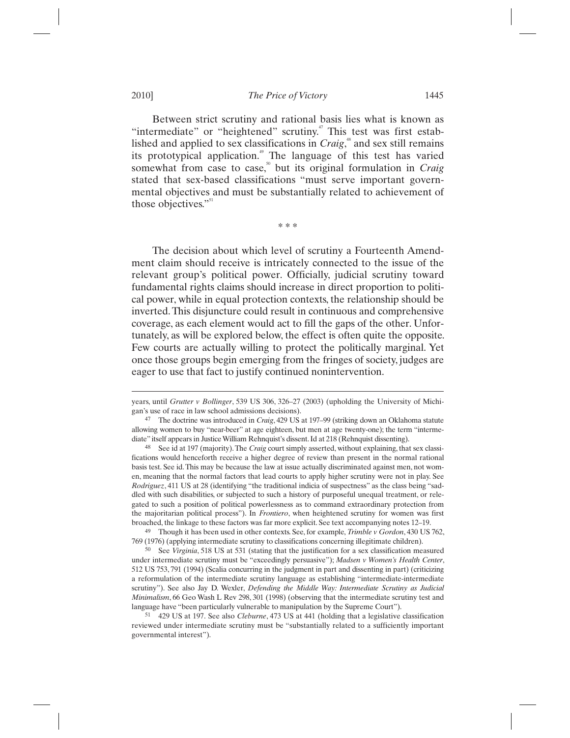Between strict scrutiny and rational basis lies what is known as "intermediate" or "heightened" scrutiny.[47] This test was first established and applied to sex classifications in *Craig*,[48] and sex still remains its prototypical application.[49] The language of this test has varied somewhat from case to case,[50] but its original formulation in *Craig* stated that sex-based classifications "must serve important governmental objectives and must be substantially related to achievement of those objectives."[51]

\* \* \*

The decision about which level of scrutiny a Fourteenth Amendment claim should receive is intricately connected to the issue of the relevant group's political power. Officially, judicial scrutiny toward fundamental rights claims should increase in direct proportion to political power, while in equal protection contexts, the relationship should be inverted. This disjuncture could result in continuous and comprehensive coverage, as each element would act to fill the gaps of the other. Unfortunately, as will be explored below, the effect is often quite the opposite. Few courts are actually willing to protect the politically marginal. Yet once those groups begin emerging from the fringes of society, judges are eager to use that fact to justify continued nonintervention.

---

years, until *Grutter v Bollinger*, 539 US 306, 326–27 (2003) (upholding the University of Michigan's use of race in law school admissions decisions).

47 The doctrine was introduced in *Craig*, 429 US at 197–99 (striking down an Oklahoma statute allowing women to buy "near-beer" at age eighteen, but men at age twenty-one); the term "intermediate" itself appears in Justice William Rehnquist's dissent. Id at 218 (Rehnquist dissenting).

48 See id at 197 (majority). The *Craig* court simply asserted, without explaining, that sex classifications would henceforth receive a higher degree of review than present in the normal rational basis test. See id. This may be because the law at issue actually discriminated against men, not women, meaning that the normal factors that lead courts to apply higher scrutiny were not in play. See *Rodriguez*, 411 US at 28 (identifying "the traditional indicia of suspectness" as the class being "saddled with such disabilities, or subjected to such a history of purposeful unequal treatment, or relegated to such a position of political powerlessness as to command extraordinary protection from the majoritarian political process"). In *Frontiero*, when heightened scrutiny for women was first broached, the linkage to these factors was far more explicit. See text accompanying notes 12–19.

49 Though it has been used in other contexts. See, for example, *Trimble v Gordon*, 430 US 762, 769 (1976) (applying intermediate scrutiny to classifications concerning illegitimate children).

50 See *Virginia*, 518 US at 531 (stating that the justification for a sex classification measured under intermediate scrutiny must be "exceedingly persuasive"); *Madsen v Women's Health Center*, 512 US 753, 791 (1994) (Scalia concurring in the judgment in part and dissenting in part) (criticizing a reformulation of the intermediate scrutiny language as establishing "intermediate-intermediate scrutiny"). See also Jay D. Wexler, *Defending the Middle Way: Intermediate Scrutiny as Judicial Minimalism*, 66 Geo Wash L Rev 298, 301 (1998) (observing that the intermediate scrutiny test and language have "been particularly vulnerable to manipulation by the Supreme Court").

51 429 US at 197. See also *Cleburne*, 473 US at 441 (holding that a legislative classification reviewed under intermediate scrutiny must be "substantially related to a sufficiently important governmental interest").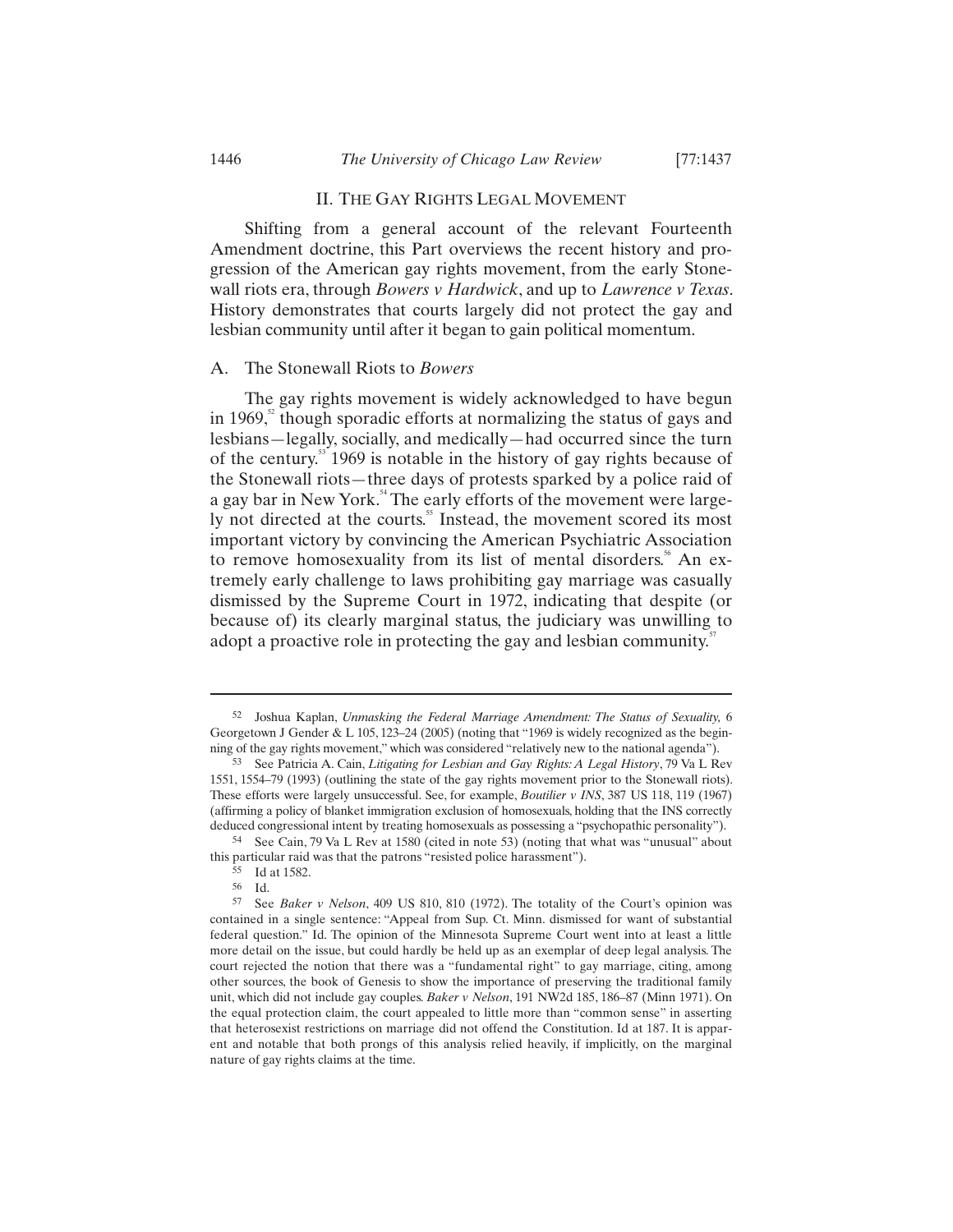## II. THE GAY RIGHTS LEGAL MOVEMENT

Shifting from a general account of the relevant Fourteenth Amendment doctrine, this Part overviews the recent history and progression of the American gay rights movement, from the early Stonewall riots era, through *Bowers v Hardwick*, and up to *Lawrence v Texas*. History demonstrates that courts largely did not protect the gay and lesbian community until after it began to gain political momentum.

### A. The Stonewall Riots to *Bowers*

The gay rights movement is widely acknowledged to have begun in 1969,[52] though sporadic efforts at normalizing the status of gays and lesbians—legally, socially, and medically—had occurred since the turn of the century.[53] 1969 is notable in the history of gay rights because of the Stonewall riots—three days of protests sparked by a police raid of a gay bar in New York.[54] The early efforts of the movement were largely not directed at the courts.[55] Instead, the movement scored its most important victory by convincing the American Psychiatric Association to remove homosexuality from its list of mental disorders.[56] An extremely early challenge to laws prohibiting gay marriage was casually dismissed by the Supreme Court in 1972, indicating that despite (or because of) its clearly marginal status, the judiciary was unwilling to adopt a proactive role in protecting the gay and lesbian community.[57]

---

52 Joshua Kaplan, *Unmasking the Federal Marriage Amendment: The Status of Sexuality,* 6 Georgetown J Gender & L 105, 123–24 (2005) (noting that "1969 is widely recognized as the beginning of the gay rights movement," which was considered "relatively new to the national agenda").

53 See Patricia A. Cain, *Litigating for Lesbian and Gay Rights: A Legal History*, 79 Va L Rev 1551, 1554–79 (1993) (outlining the state of the gay rights movement prior to the Stonewall riots). These efforts were largely unsuccessful. See, for example, *Boutilier v INS*, 387 US 118, 119 (1967) (affirming a policy of blanket immigration exclusion of homosexuals, holding that the INS correctly deduced congressional intent by treating homosexuals as possessing a "psychopathic personality").

54 See Cain, 79 Va L Rev at 1580 (cited in note 53) (noting that what was "unusual" about this particular raid was that the patrons "resisted police harassment").

55 Id at 1582.

56 Id.

57 See *Baker v Nelson*, 409 US 810, 810 (1972). The totality of the Court's opinion was contained in a single sentence: "Appeal from Sup. Ct. Minn. dismissed for want of substantial federal question." Id. The opinion of the Minnesota Supreme Court went into at least a little more detail on the issue, but could hardly be held up as an exemplar of deep legal analysis. The court rejected the notion that there was a "fundamental right" to gay marriage, citing, among other sources, the book of Genesis to show the importance of preserving the traditional family unit, which did not include gay couples. *Baker v Nelson*, 191 NW2d 185, 186–87 (Minn 1971). On the equal protection claim, the court appealed to little more than "common sense" in asserting that heterosexist restrictions on marriage did not offend the Constitution. Id at 187. It is apparent and notable that both prongs of this analysis relied heavily, if implicitly, on the marginal nature of gay rights claims at the time.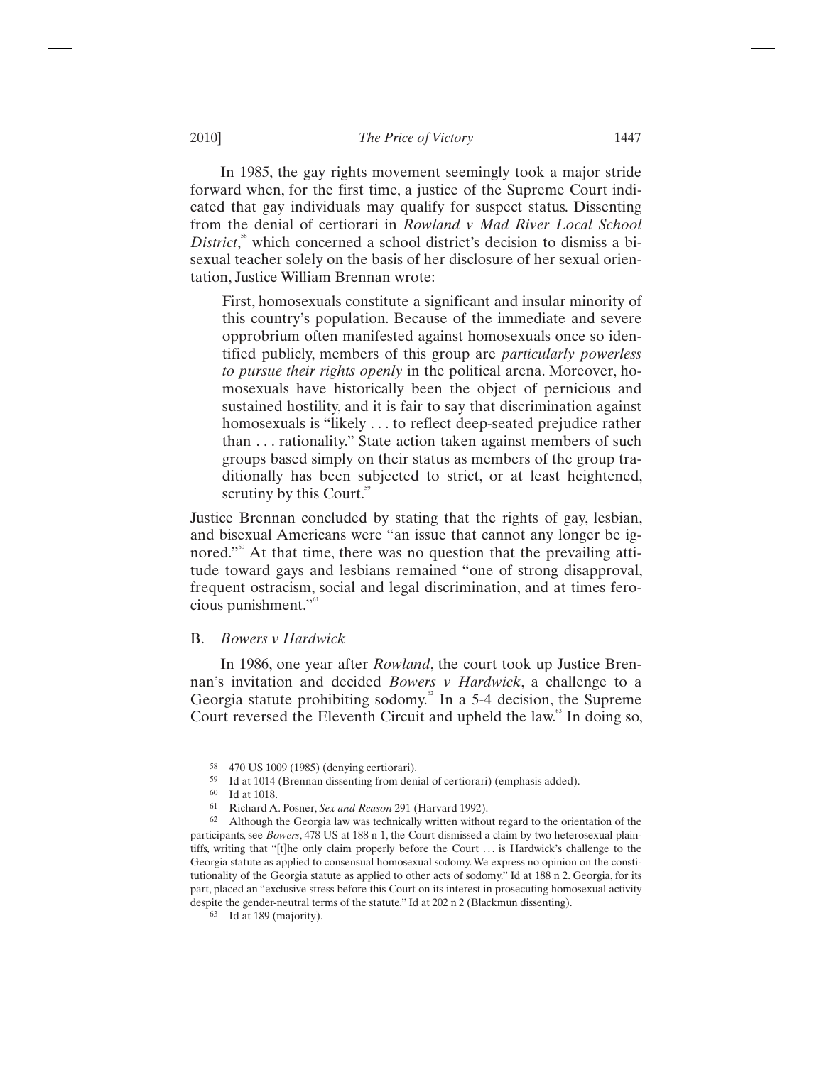In 1985, the gay rights movement seemingly took a major stride forward when, for the first time, a justice of the Supreme Court indicated that gay individuals may qualify for suspect status. Dissenting from the denial of certiorari in *Rowland v Mad River Local School District*,[58] which concerned a school district's decision to dismiss a bisexual teacher solely on the basis of her disclosure of her sexual orientation, Justice William Brennan wrote:

> First, homosexuals constitute a significant and insular minority of this country's population. Because of the immediate and severe opprobrium often manifested against homosexuals once so identified publicly, members of this group are *particularly powerless to pursue their rights openly* in the political arena. Moreover, homosexuals have historically been the object of pernicious and sustained hostility, and it is fair to say that discrimination against homosexuals is "likely . . . to reflect deep-seated prejudice rather than . . . rationality." State action taken against members of such groups based simply on their status as members of the group traditionally has been subjected to strict, or at least heightened, scrutiny by this Court.[59]

Justice Brennan concluded by stating that the rights of gay, lesbian, and bisexual Americans were "an issue that cannot any longer be ignored."[60] At that time, there was no question that the prevailing attitude toward gays and lesbians remained "one of strong disapproval, frequent ostracism, social and legal discrimination, and at times ferocious punishment."[61]

## B. *Bowers v Hardwick*

In 1986, one year after *Rowland*, the court took up Justice Brennan's invitation and decided *Bowers v Hardwick*, a challenge to a Georgia statute prohibiting sodomy.[62] In a 5-4 decision, the Supreme Court reversed the Eleventh Circuit and upheld the law.[63] In doing so,

---

58 470 US 1009 (1985) (denying certiorari).

59 Id at 1014 (Brennan dissenting from denial of certiorari) (emphasis added).

60 Id at 1018.

61 Richard A. Posner, *Sex and Reason* 291 (Harvard 1992).

62 Although the Georgia law was technically written without regard to the orientation of the participants, see *Bowers*, 478 US at 188 n 1, the Court dismissed a claim by two heterosexual plaintiffs, writing that "[t]he only claim properly before the Court . . . is Hardwick's challenge to the Georgia statute as applied to consensual homosexual sodomy. We express no opinion on the constitutionality of the Georgia statute as applied to other acts of sodomy." Id at 188 n 2. Georgia, for its part, placed an "exclusive stress before this Court on its interest in prosecuting homosexual activity despite the gender-neutral terms of the statute." Id at 202 n 2 (Blackmun dissenting).

63 Id at 189 (majority).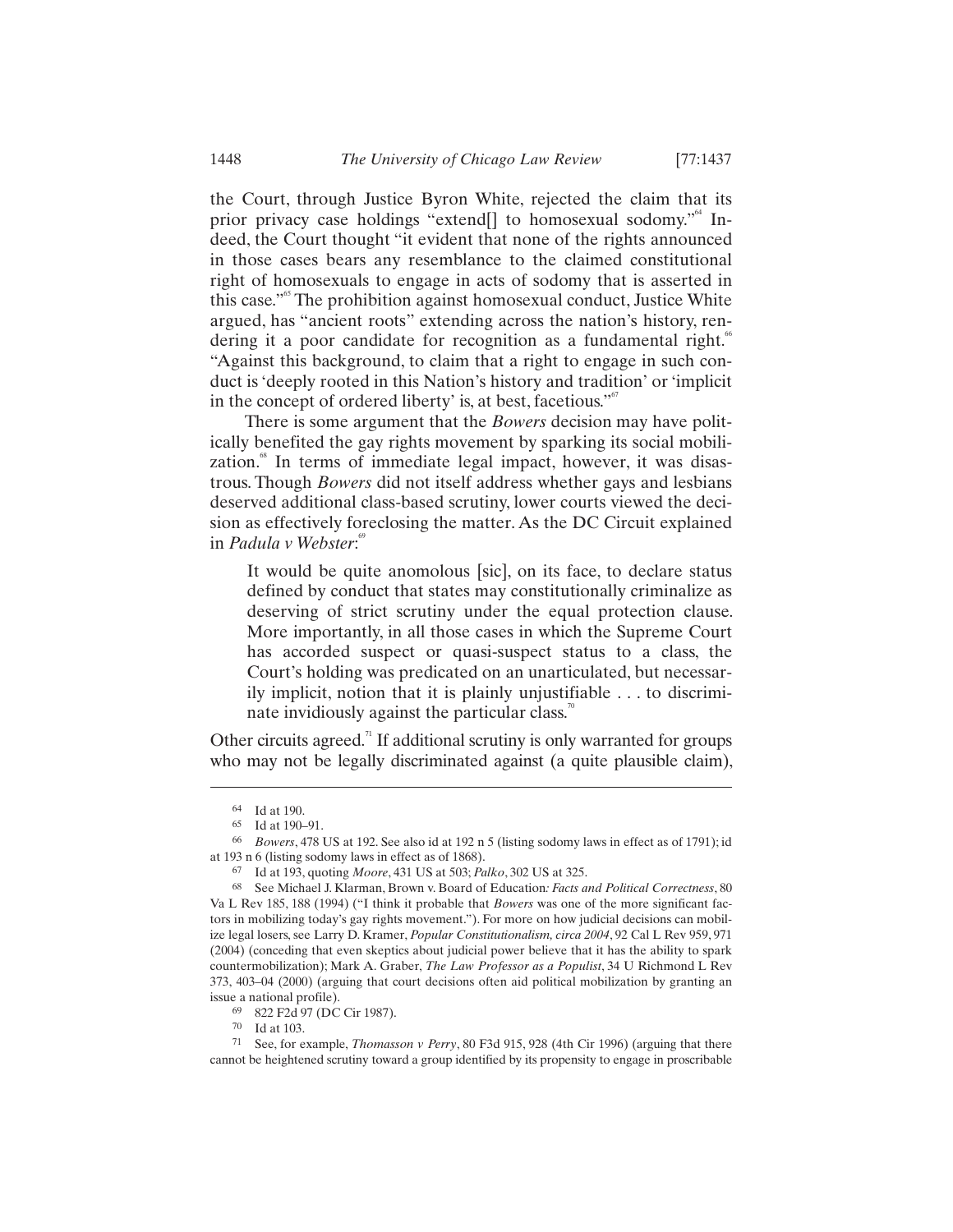the Court, through Justice Byron White, rejected the claim that its prior privacy case holdings "extend[] to homosexual sodomy."[64] Indeed, the Court thought "it evident that none of the rights announced in those cases bears any resemblance to the claimed constitutional right of homosexuals to engage in acts of sodomy that is asserted in this case."[65] The prohibition against homosexual conduct, Justice White argued, has "ancient roots" extending across the nation's history, rendering it a poor candidate for recognition as a fundamental right.[66] "Against this background, to claim that a right to engage in such conduct is 'deeply rooted in this Nation's history and tradition' or 'implicit in the concept of ordered liberty' is, at best, facetious."[67]

There is some argument that the *Bowers* decision may have politically benefited the gay rights movement by sparking its social mobilization.[68] In terms of immediate legal impact, however, it was disastrous. Though *Bowers* did not itself address whether gays and lesbians deserved additional class-based scrutiny, lower courts viewed the decision as effectively foreclosing the matter. As the DC Circuit explained in *Padula v Webster*:[69]

> It would be quite anomolous [sic], on its face, to declare status defined by conduct that states may constitutionally criminalize as deserving of strict scrutiny under the equal protection clause. More importantly, in all those cases in which the Supreme Court has accorded suspect or quasi-suspect status to a class, the Court's holding was predicated on an unarticulated, but necessarily implicit, notion that it is plainly unjustifiable . . . to discriminate invidiously against the particular class.[70]

Other circuits agreed.[71] If additional scrutiny is only warranted for groups who may not be legally discriminated against (a quite plausible claim),

---

64 Id at 190.

65 Id at 190–91.

66 *Bowers*, 478 US at 192. See also id at 192 n 5 (listing sodomy laws in effect as of 1791); id at 193 n 6 (listing sodomy laws in effect as of 1868).

67 Id at 193, quoting *Moore*, 431 US at 503; *Palko*, 302 US at 325.

68 See Michael J. Klarman, Brown v. Board of Education*: Facts and Political Correctness*, 80 Va L Rev 185, 188 (1994) ("I think it probable that *Bowers* was one of the more significant factors in mobilizing today's gay rights movement."). For more on how judicial decisions can mobilize legal losers, see Larry D. Kramer, *Popular Constitutionalism, circa 2004*, 92 Cal L Rev 959, 971 (2004) (conceding that even skeptics about judicial power believe that it has the ability to spark countermobilization); Mark A. Graber, *The Law Professor as a Populist*, 34 U Richmond L Rev 373, 403–04 (2000) (arguing that court decisions often aid political mobilization by granting an issue a national profile).

69 822 F2d 97 (DC Cir 1987).

70 Id at 103.

71 See, for example, *Thomasson v Perry*, 80 F3d 915, 928 (4th Cir 1996) (arguing that there cannot be heightened scrutiny toward a group identified by its propensity to engage in proscribable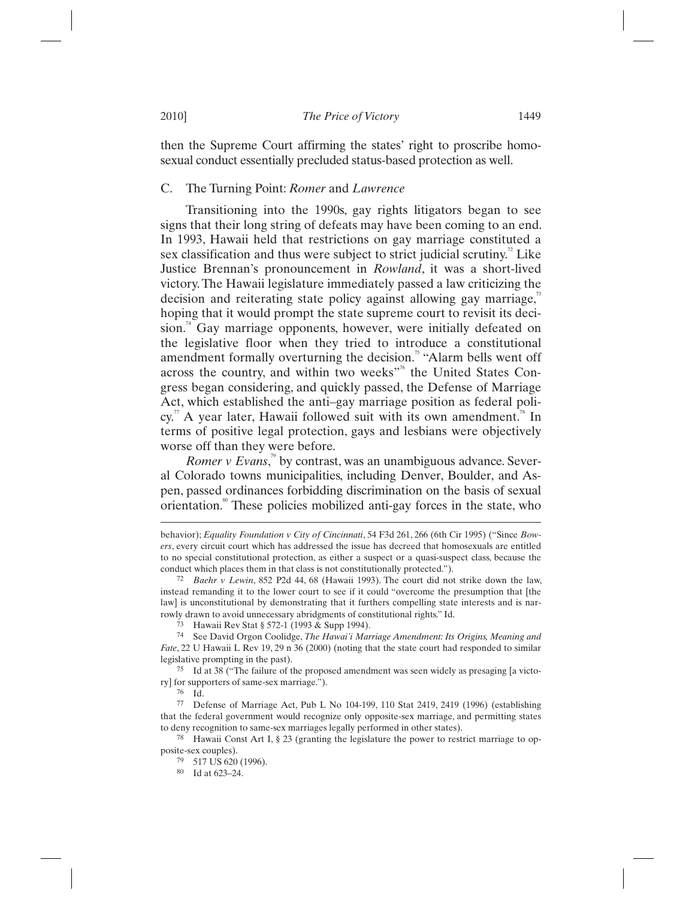then the Supreme Court affirming the states' right to proscribe homosexual conduct essentially precluded status-based protection as well.

### C. The Turning Point: *Romer* and *Lawrence*

Transitioning into the 1990s, gay rights litigators began to see signs that their long string of defeats may have been coming to an end. In 1993, Hawaii held that restrictions on gay marriage constituted a sex classification and thus were subject to strict judicial scrutiny.[72] Like Justice Brennan's pronouncement in *Rowland*, it was a short-lived victory. The Hawaii legislature immediately passed a law criticizing the decision and reiterating state policy against allowing gay marriage,[73] hoping that it would prompt the state supreme court to revisit its decision.[74] Gay marriage opponents, however, were initially defeated on the legislative floor when they tried to introduce a constitutional amendment formally overturning the decision.[75] "Alarm bells went off across the country, and within two weeks"[76] the United States Congress began considering, and quickly passed, the Defense of Marriage Act, which established the anti–gay marriage position as federal policy.[77] A year later, Hawaii followed suit with its own amendment.[78] In terms of positive legal protection, gays and lesbians were objectively worse off than they were before.

*Romer v Evans*,[79] by contrast, was an unambiguous advance. Several Colorado towns municipalities, including Denver, Boulder, and Aspen, passed ordinances forbidding discrimination on the basis of sexual orientation.[80] These policies mobilized anti-gay forces in the state, who

---

behavior); *Equality Foundation v City of Cincinnati*, 54 F3d 261, 266 (6th Cir 1995) ("Since *Bowers*, every circuit court which has addressed the issue has decreed that homosexuals are entitled to no special constitutional protection, as either a suspect or a quasi-suspect class, because the conduct which places them in that class is not constitutionally protected.").

72 *Baehr v Lewin*, 852 P2d 44, 68 (Hawaii 1993). The court did not strike down the law, instead remanding it to the lower court to see if it could "overcome the presumption that [the law] is unconstitutional by demonstrating that it furthers compelling state interests and is narrowly drawn to avoid unnecessary abridgments of constitutional rights." Id.

73 Hawaii Rev Stat § 572-1 (1993 & Supp 1994).

74 See David Orgon Coolidge, *The Hawai'i Marriage Amendment: Its Origins, Meaning and Fate*, 22 U Hawaii L Rev 19, 29 n 36 (2000) (noting that the state court had responded to similar legislative prompting in the past).

75 Id at 38 ("The failure of the proposed amendment was seen widely as presaging [a victory] for supporters of same-sex marriage.").

76 Id.

77 Defense of Marriage Act, Pub L No 104-199, 110 Stat 2419, 2419 (1996) (establishing that the federal government would recognize only opposite-sex marriage, and permitting states to deny recognition to same-sex marriages legally performed in other states).

78 Hawaii Const Art I, § 23 (granting the legislature the power to restrict marriage to opposite-sex couples).

79 517 US 620 (1996).

80 Id at 623–24.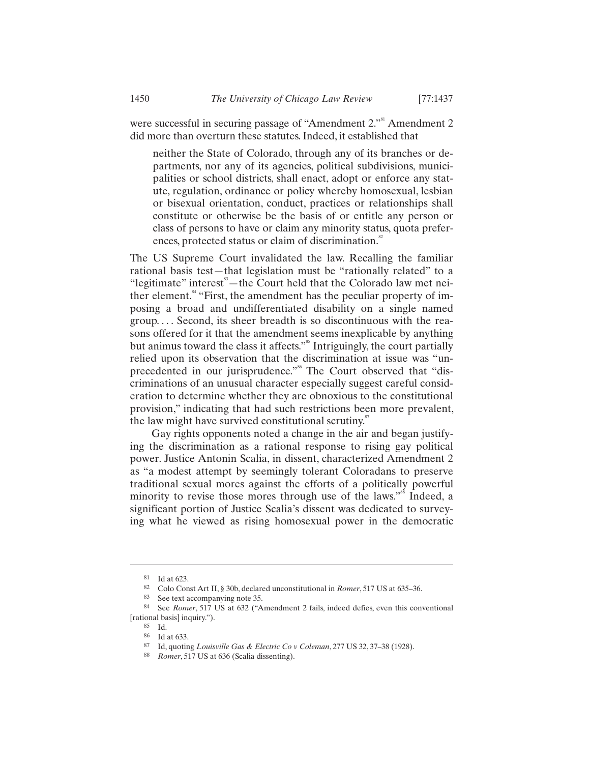were successful in securing passage of "Amendment 2."[81] Amendment 2 did more than overturn these statutes. Indeed, it established that

> neither the State of Colorado, through any of its branches or departments, nor any of its agencies, political subdivisions, municipalities or school districts, shall enact, adopt or enforce any statute, regulation, ordinance or policy whereby homosexual, lesbian or bisexual orientation, conduct, practices or relationships shall constitute or otherwise be the basis of or entitle any person or class of persons to have or claim any minority status, quota preferences, protected status or claim of discrimination.[82]

The US Supreme Court invalidated the law. Recalling the familiar rational basis test—that legislation must be "rationally related" to a "legitimate" interest[83]—the Court held that the Colorado law met neither element.[84] "First, the amendment has the peculiar property of imposing a broad and undifferentiated disability on a single named group. . . . Second, its sheer breadth is so discontinuous with the reasons offered for it that the amendment seems inexplicable by anything but animus toward the class it affects."[85] Intriguingly, the court partially relied upon its observation that the discrimination at issue was "unprecedented in our jurisprudence."[86] The Court observed that "discriminations of an unusual character especially suggest careful consideration to determine whether they are obnoxious to the constitutional provision," indicating that had such restrictions been more prevalent, the law might have survived constitutional scrutiny.[87]

Gay rights opponents noted a change in the air and began justifying the discrimination as a rational response to rising gay political power. Justice Antonin Scalia, in dissent, characterized Amendment 2 as "a modest attempt by seemingly tolerant Coloradans to preserve traditional sexual mores against the efforts of a politically powerful minority to revise those mores through use of the laws."[88] Indeed, a significant portion of Justice Scalia's dissent was dedicated to surveying what he viewed as rising homosexual power in the democratic

---

81 Id at 623.

82 Colo Const Art II, § 30b, declared unconstitutional in *Romer*, 517 US at 635–36.

83 See text accompanying note 35.

84 See *Romer*, 517 US at 632 ("Amendment 2 fails, indeed defies, even this conventional [rational basis] inquiry.").

85 Id.

86 Id at 633.

87 Id, quoting *Louisville Gas & Electric Co v Coleman*, 277 US 32, 37–38 (1928).

88 *Romer*, 517 US at 636 (Scalia dissenting).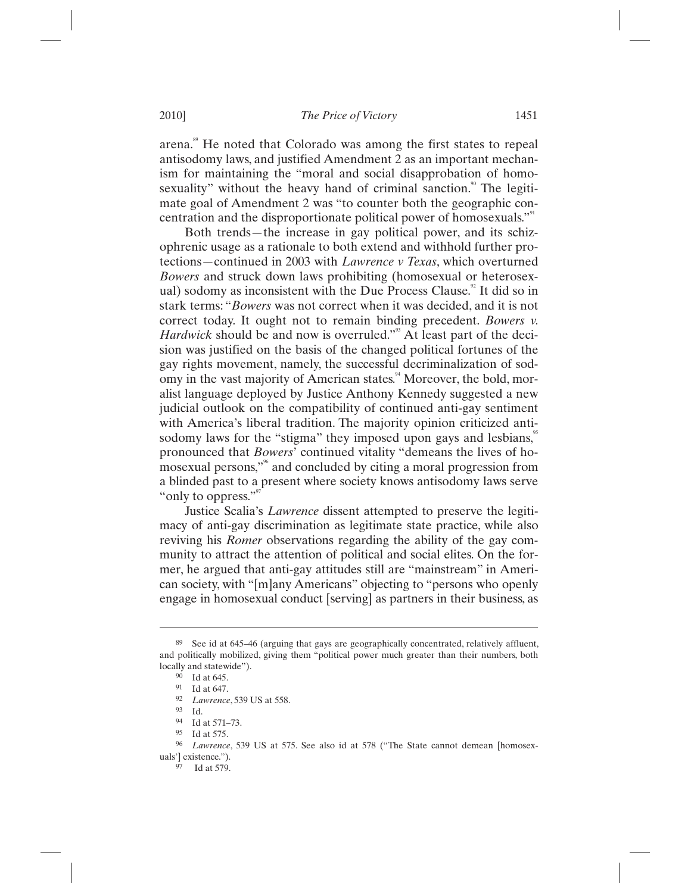arena.[89] He noted that Colorado was among the first states to repeal antisodomy laws, and justified Amendment 2 as an important mechanism for maintaining the "moral and social disapprobation of homosexuality" without the heavy hand of criminal sanction.[90] The legitimate goal of Amendment 2 was "to counter both the geographic concentration and the disproportionate political power of homosexuals."[91]

Both trends—the increase in gay political power, and its schizophrenic usage as a rationale to both extend and withhold further protections—continued in 2003 with *Lawrence v Texas*, which overturned *Bowers* and struck down laws prohibiting (homosexual or heterosexual) sodomy as inconsistent with the Due Process Clause.[92] It did so in stark terms: "*Bowers* was not correct when it was decided, and it is not correct today. It ought not to remain binding precedent. *Bowers v. Hardwick* should be and now is overruled."[93] At least part of the decision was justified on the basis of the changed political fortunes of the gay rights movement, namely, the successful decriminalization of sodomy in the vast majority of American states.[94] Moreover, the bold, moralist language deployed by Justice Anthony Kennedy suggested a new judicial outlook on the compatibility of continued anti-gay sentiment with America's liberal tradition. The majority opinion criticized antisodomy laws for the "stigma" they imposed upon gays and lesbians,[95] pronounced that *Bowers*' continued vitality "demeans the lives of homosexual persons,"[96] and concluded by citing a moral progression from a blinded past to a present where society knows antisodomy laws serve "only to oppress."[97]

Justice Scalia's *Lawrence* dissent attempted to preserve the legitimacy of anti-gay discrimination as legitimate state practice, while also reviving his *Romer* observations regarding the ability of the gay community to attract the attention of political and social elites. On the former, he argued that anti-gay attitudes still are "mainstream" in American society, with "[m]any Americans" objecting to "persons who openly engage in homosexual conduct [serving] as partners in their business, as

---

89 See id at 645–46 (arguing that gays are geographically concentrated, relatively affluent, and politically mobilized, giving them "political power much greater than their numbers, both locally and statewide").

90 Id at 645.

91 Id at 647.

92 *Lawrence*, 539 US at 558.

93 Id.

94 Id at 571–73.

95 Id at 575.

96 *Lawrence*, 539 US at 575. See also id at 578 ("The State cannot demean [homosexuals'] existence.").

97 Id at 579.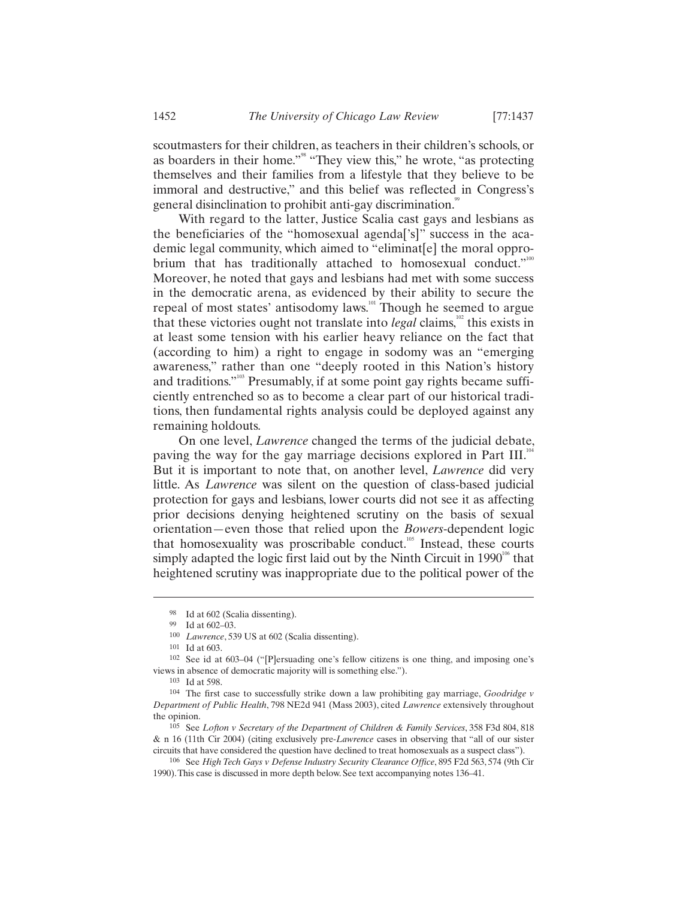scoutmasters for their children, as teachers in their children's schools, or as boarders in their home."[98] "They view this," he wrote, "as protecting themselves and their families from a lifestyle that they believe to be immoral and destructive," and this belief was reflected in Congress's general disinclination to prohibit anti-gay discrimination.[99]

With regard to the latter, Justice Scalia cast gays and lesbians as the beneficiaries of the "homosexual agenda['s]" success in the academic legal community, which aimed to "eliminat[e] the moral opprobrium that has traditionally attached to homosexual conduct."[100] Moreover, he noted that gays and lesbians had met with some success in the democratic arena, as evidenced by their ability to secure the repeal of most states' antisodomy laws.[101] Though he seemed to argue that these victories ought not translate into *legal* claims,[102] this exists in at least some tension with his earlier heavy reliance on the fact that (according to him) a right to engage in sodomy was an "emerging awareness," rather than one "deeply rooted in this Nation's history and traditions."[103] Presumably, if at some point gay rights became sufficiently entrenched so as to become a clear part of our historical traditions, then fundamental rights analysis could be deployed against any remaining holdouts.

On one level, *Lawrence* changed the terms of the judicial debate, paving the way for the gay marriage decisions explored in Part III.[104] But it is important to note that, on another level, *Lawrence* did very little. As *Lawrence* was silent on the question of class-based judicial protection for gays and lesbians, lower courts did not see it as affecting prior decisions denying heightened scrutiny on the basis of sexual orientation—even those that relied upon the *Bowers*-dependent logic that homosexuality was proscribable conduct.[105] Instead, these courts simply adapted the logic first laid out by the Ninth Circuit in 1990[106] that heightened scrutiny was inappropriate due to the political power of the

---

98 Id at 602 (Scalia dissenting).

99 Id at 602–03.

100 *Lawrence*, 539 US at 602 (Scalia dissenting).

101 Id at 603.

102 See id at 603–04 ("[P]ersuading one's fellow citizens is one thing, and imposing one's views in absence of democratic majority will is something else.").

103 Id at 598.

104 The first case to successfully strike down a law prohibiting gay marriage, *Goodridge v Department of Public Health*, 798 NE2d 941 (Mass 2003), cited *Lawrence* extensively throughout the opinion.

105 See *Lofton v Secretary of the Department of Children & Family Services*, 358 F3d 804, 818 & n 16 (11th Cir 2004) (citing exclusively pre-*Lawrence* cases in observing that "all of our sister circuits that have considered the question have declined to treat homosexuals as a suspect class").

106 See *High Tech Gays v Defense Industry Security Clearance Office*, 895 F2d 563, 574 (9th Cir 1990). This case is discussed in more depth below. See text accompanying notes 136–41.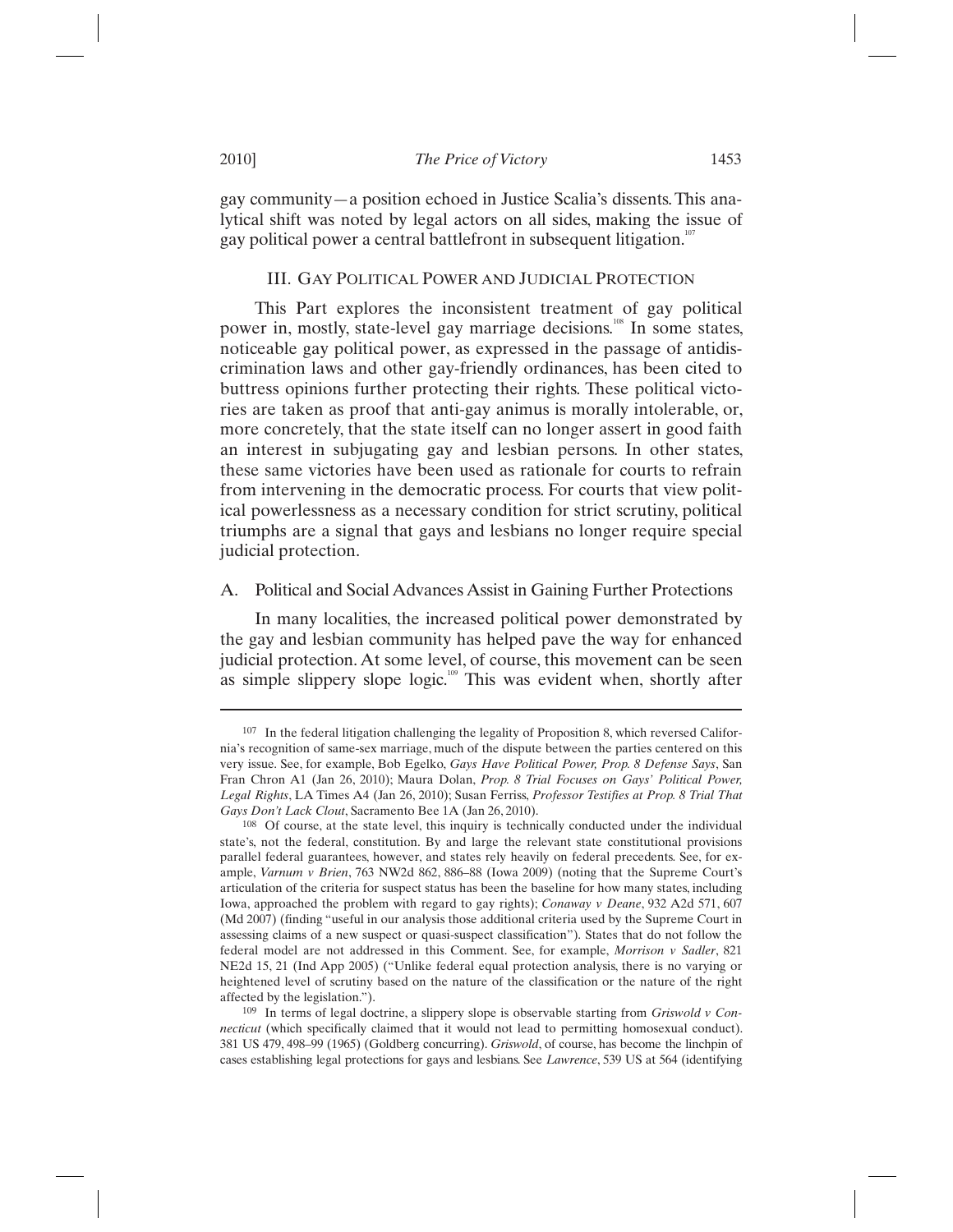gay community—a position echoed in Justice Scalia's dissents. This analytical shift was noted by legal actors on all sides, making the issue of gay political power a central battlefront in subsequent litigation.[107]

## III. Gay Political Power and Judicial Protection

This Part explores the inconsistent treatment of gay political power in, mostly, state-level gay marriage decisions.[108] In some states, noticeable gay political power, as expressed in the passage of antidiscrimination laws and other gay-friendly ordinances, has been cited to buttress opinions further protecting their rights. These political victories are taken as proof that anti-gay animus is morally intolerable, or, more concretely, that the state itself can no longer assert in good faith an interest in subjugating gay and lesbian persons. In other states, these same victories have been used as rationale for courts to refrain from intervening in the democratic process. For courts that view political powerlessness as a necessary condition for strict scrutiny, political triumphs are a signal that gays and lesbians no longer require special judicial protection.

### A. Political and Social Advances Assist in Gaining Further Protections

In many localities, the increased political power demonstrated by the gay and lesbian community has helped pave the way for enhanced judicial protection. At some level, of course, this movement can be seen as simple slippery slope logic.[109] This was evident when, shortly after

---

[107] In the federal litigation challenging the legality of Proposition 8, which reversed California's recognition of same-sex marriage, much of the dispute between the parties centered on this very issue. See, for example, Bob Egelko, *Gays Have Political Power, Prop. 8 Defense Says*, San Fran Chron A1 (Jan 26, 2010); Maura Dolan, *Prop. 8 Trial Focuses on Gays' Political Power, Legal Rights*, LA Times A4 (Jan 26, 2010); Susan Ferriss, *Professor Testifies at Prop. 8 Trial That Gays Don't Lack Clout*, Sacramento Bee 1A (Jan 26, 2010).

[108] Of course, at the state level, this inquiry is technically conducted under the individual state's, not the federal, constitution. By and large the relevant state constitutional provisions parallel federal guarantees, however, and states rely heavily on federal precedents. See, for example, *Varnum v Brien*, 763 NW2d 862, 886–88 (Iowa 2009) (noting that the Supreme Court's articulation of the criteria for suspect status has been the baseline for how many states, including Iowa, approached the problem with regard to gay rights); *Conaway v Deane*, 932 A2d 571, 607 (Md 2007) (finding "useful in our analysis those additional criteria used by the Supreme Court in assessing claims of a new suspect or quasi-suspect classification"). States that do not follow the federal model are not addressed in this Comment. See, for example, *Morrison v Sadler*, 821 NE2d 15, 21 (Ind App 2005) ("Unlike federal equal protection analysis, there is no varying or heightened level of scrutiny based on the nature of the classification or the nature of the right affected by the legislation.").

[109] In terms of legal doctrine, a slippery slope is observable starting from *Griswold v Connecticut* (which specifically claimed that it would not lead to permitting homosexual conduct). 381 US 479, 498–99 (1965) (Goldberg concurring). *Griswold*, of course, has become the linchpin of cases establishing legal protections for gays and lesbians. See *Lawrence*, 539 US at 564 (identifying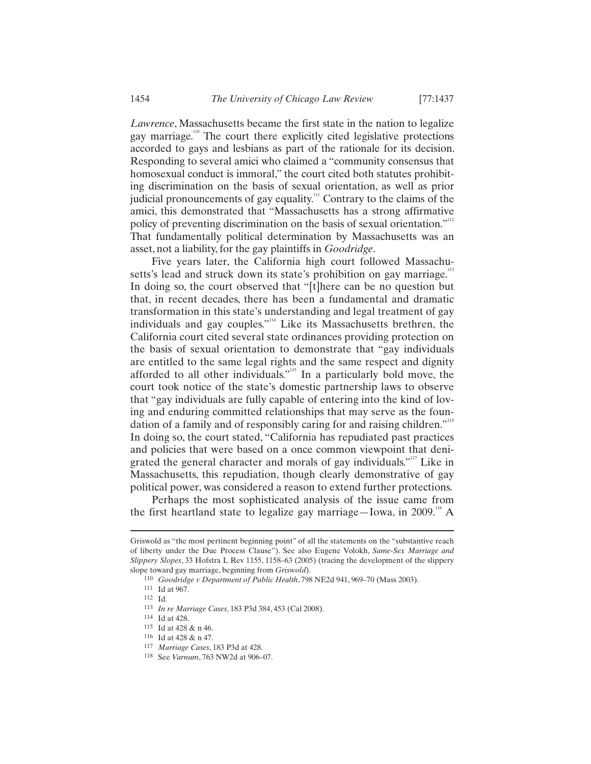*Lawrence*, Massachusetts became the first state in the nation to legalize gay marriage.[110] The court there explicitly cited legislative protections accorded to gays and lesbians as part of the rationale for its decision. Responding to several amici who claimed a "community consensus that homosexual conduct is immoral," the court cited both statutes prohibiting discrimination on the basis of sexual orientation, as well as prior judicial pronouncements of gay equality.[111] Contrary to the claims of the amici, this demonstrated that "Massachusetts has a strong affirmative policy of preventing discrimination on the basis of sexual orientation."[112] That fundamentally political determination by Massachusetts was an asset, not a liability, for the gay plaintiffs in *Goodridge*.

Five years later, the California high court followed Massachusetts's lead and struck down its state's prohibition on gay marriage.[113] In doing so, the court observed that "[t]here can be no question but that, in recent decades, there has been a fundamental and dramatic transformation in this state's understanding and legal treatment of gay individuals and gay couples."[114] Like its Massachusetts brethren, the California court cited several state ordinances providing protection on the basis of sexual orientation to demonstrate that "gay individuals are entitled to the same legal rights and the same respect and dignity afforded to all other individuals."[115] In a particularly bold move, the court took notice of the state's domestic partnership laws to observe that "gay individuals are fully capable of entering into the kind of loving and enduring committed relationships that may serve as the foundation of a family and of responsibly caring for and raising children."[116] In doing so, the court stated, "California has repudiated past practices and policies that were based on a once common viewpoint that denigrated the general character and morals of gay individuals."[117] Like in Massachusetts, this repudiation, though clearly demonstrative of gay political power, was considered a reason to extend further protections.

Perhaps the most sophisticated analysis of the issue came from the first heartland state to legalize gay marriage—Iowa, in 2009.[118] A

---

Griswold as "the most pertinent beginning point" of all the statements on the "substantive reach of liberty under the Due Process Clause"). See also Eugene Volokh, *Same-Sex Marriage and Slippery Slopes*, 33 Hofstra L Rev 1155, 1158–63 (2005) (tracing the development of the slippery slope toward gay marriage, beginning from *Griswold*).

[110] *Goodridge v Department of Public Health*, 798 NE2d 941, 969–70 (Mass 2003).

[111] Id at 967.

[112] Id.

[113] *In re Marriage Cases*, 183 P3d 384, 453 (Cal 2008).

[114] Id at 428.

[115] Id at 428 & n 46.

[116] Id at 428 & n 47.

[117] *Marriage Cases*, 183 P3d at 428.

[118] See *Varnum*, 763 NW2d at 906–07.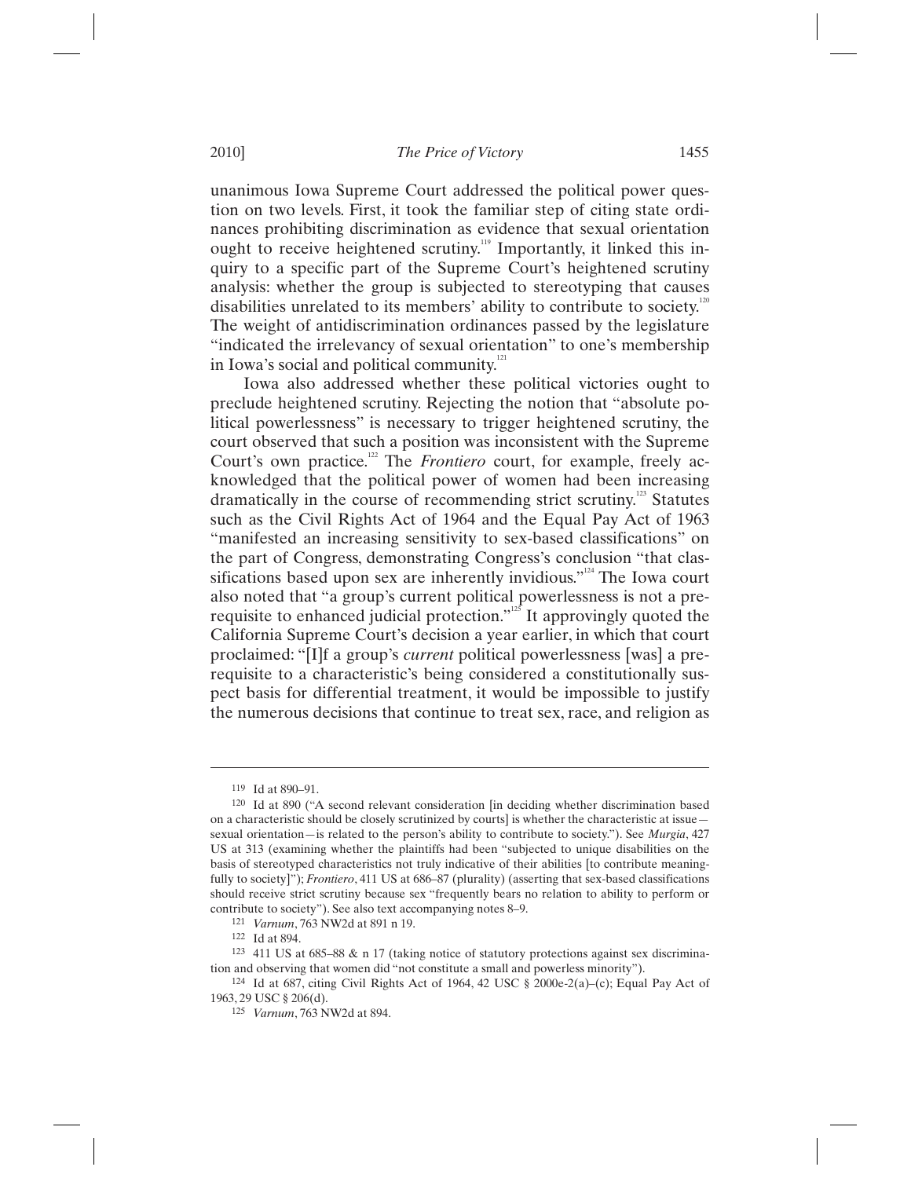unanimous Iowa Supreme Court addressed the political power question on two levels. First, it took the familiar step of citing state ordinances prohibiting discrimination as evidence that sexual orientation ought to receive heightened scrutiny.[119] Importantly, it linked this inquiry to a specific part of the Supreme Court's heightened scrutiny analysis: whether the group is subjected to stereotyping that causes disabilities unrelated to its members' ability to contribute to society.[120] The weight of antidiscrimination ordinances passed by the legislature "indicated the irrelevancy of sexual orientation" to one's membership in Iowa's social and political community.[121]

Iowa also addressed whether these political victories ought to preclude heightened scrutiny. Rejecting the notion that "absolute political powerlessness" is necessary to trigger heightened scrutiny, the court observed that such a position was inconsistent with the Supreme Court's own practice.[122] The *Frontiero* court, for example, freely acknowledged that the political power of women had been increasing dramatically in the course of recommending strict scrutiny.[123] Statutes such as the Civil Rights Act of 1964 and the Equal Pay Act of 1963 "manifested an increasing sensitivity to sex-based classifications" on the part of Congress, demonstrating Congress's conclusion "that classifications based upon sex are inherently invidious."[124] The Iowa court also noted that "a group's current political powerlessness is not a prerequisite to enhanced judicial protection."[125] It approvingly quoted the California Supreme Court's decision a year earlier, in which that court proclaimed: "[I]f a group's *current* political powerlessness [was] a prerequisite to a characteristic's being considered a constitutionally suspect basis for differential treatment, it would be impossible to justify the numerous decisions that continue to treat sex, race, and religion as

---

119 Id at 890–91.

120 Id at 890 ("A second relevant consideration [in deciding whether discrimination based on a characteristic should be closely scrutinized by courts] is whether the characteristic at issue—sexual orientation—is related to the person's ability to contribute to society."). See *Murgia*, 427 US at 313 (examining whether the plaintiffs had been "subjected to unique disabilities on the basis of stereotyped characteristics not truly indicative of their abilities [to contribute meaningfully to society]"); *Frontiero*, 411 US at 686–87 (plurality) (asserting that sex-based classifications should receive strict scrutiny because sex "frequently bears no relation to ability to perform or contribute to society"). See also text accompanying notes 8–9.

121 *Varnum*, 763 NW2d at 891 n 19.

122 Id at 894.

123 411 US at 685–88 & n 17 (taking notice of statutory protections against sex discrimination and observing that women did "not constitute a small and powerless minority").

124 Id at 687, citing Civil Rights Act of 1964, 42 USC § 2000e-2(a)–(c); Equal Pay Act of 1963, 29 USC § 206(d).

125 *Varnum*, 763 NW2d at 894.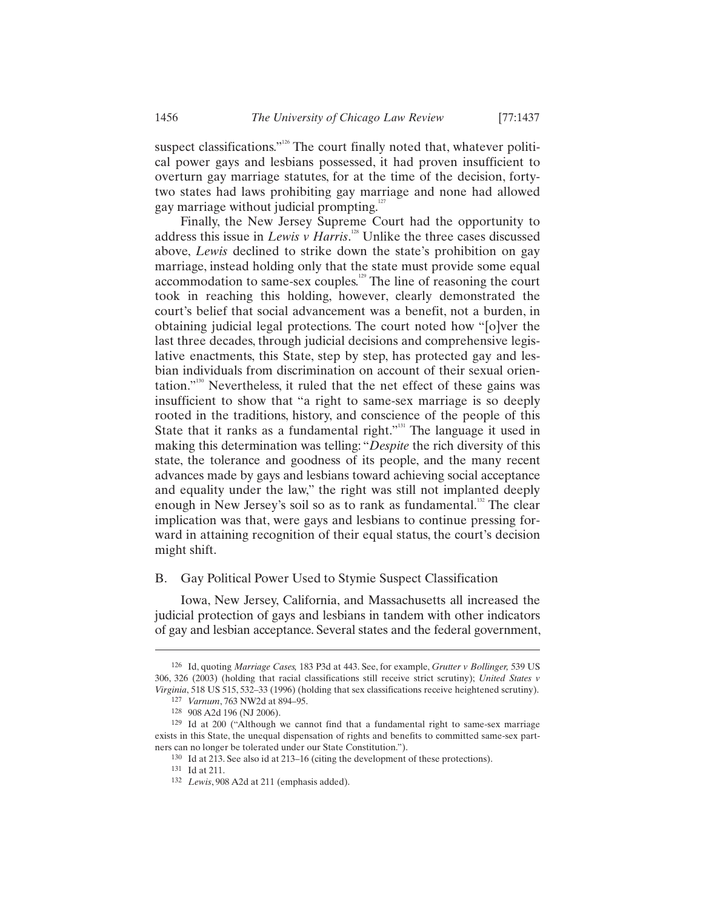suspect classifications."[126] The court finally noted that, whatever political power gays and lesbians possessed, it had proven insufficient to overturn gay marriage statutes, for at the time of the decision, forty-two states had laws prohibiting gay marriage and none had allowed gay marriage without judicial prompting.[127]

Finally, the New Jersey Supreme Court had the opportunity to address this issue in *Lewis v Harris*.[128] Unlike the three cases discussed above, *Lewis* declined to strike down the state's prohibition on gay marriage, instead holding only that the state must provide some equal accommodation to same-sex couples.[129] The line of reasoning the court took in reaching this holding, however, clearly demonstrated the court's belief that social advancement was a benefit, not a burden, in obtaining judicial legal protections. The court noted how "[o]ver the last three decades, through judicial decisions and comprehensive legislative enactments, this State, step by step, has protected gay and lesbian individuals from discrimination on account of their sexual orientation."[130] Nevertheless, it ruled that the net effect of these gains was insufficient to show that "a right to same-sex marriage is so deeply rooted in the traditions, history, and conscience of the people of this State that it ranks as a fundamental right."[131] The language it used in making this determination was telling: "*Despite* the rich diversity of this state, the tolerance and goodness of its people, and the many recent advances made by gays and lesbians toward achieving social acceptance and equality under the law," the right was still not implanted deeply enough in New Jersey's soil so as to rank as fundamental.[132] The clear implication was that, were gays and lesbians to continue pressing forward in attaining recognition of their equal status, the court's decision might shift.

### B. Gay Political Power Used to Stymie Suspect Classification

Iowa, New Jersey, California, and Massachusetts all increased the judicial protection of gays and lesbians in tandem with other indicators of gay and lesbian acceptance. Several states and the federal government,

---

126 Id, quoting *Marriage Cases*, 183 P3d at 443. See, for example, *Grutter v Bollinger*, 539 US 306, 326 (2003) (holding that racial classifications still receive strict scrutiny); *United States v Virginia*, 518 US 515, 532–33 (1996) (holding that sex classifications receive heightened scrutiny).

127 *Varnum*, 763 NW2d at 894–95.

128 908 A2d 196 (NJ 2006).

129 Id at 200 ("Although we cannot find that a fundamental right to same-sex marriage exists in this State, the unequal dispensation of rights and benefits to committed same-sex partners can no longer be tolerated under our State Constitution.").

130 Id at 213. See also id at 213–16 (citing the development of these protections).

131 Id at 211.

132 *Lewis*, 908 A2d at 211 (emphasis added).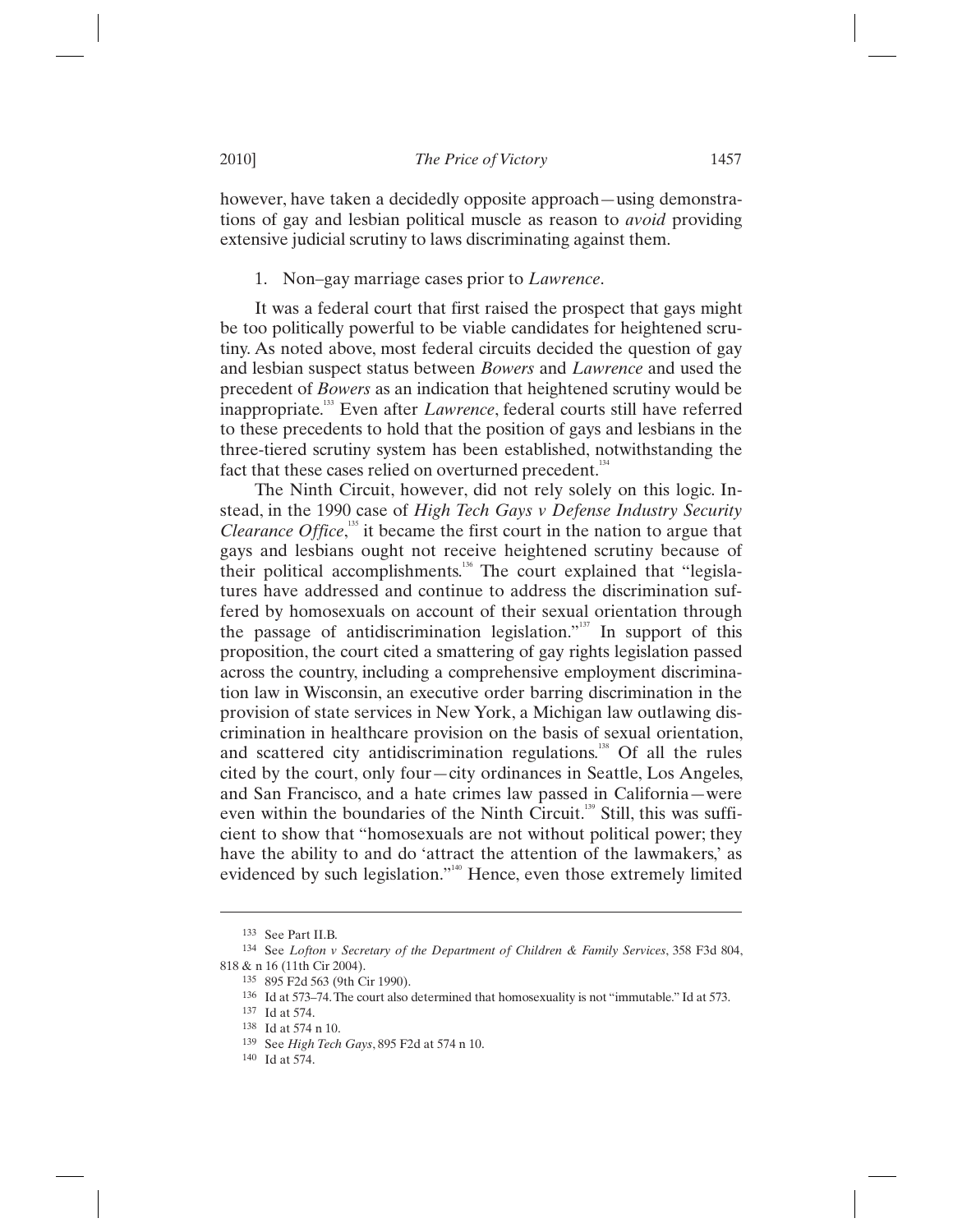however, have taken a decidedly opposite approach—using demonstrations of gay and lesbian political muscle as reason to *avoid* providing extensive judicial scrutiny to laws discriminating against them.

1. Non–gay marriage cases prior to *Lawrence*.

It was a federal court that first raised the prospect that gays might be too politically powerful to be viable candidates for heightened scrutiny. As noted above, most federal circuits decided the question of gay and lesbian suspect status between *Bowers* and *Lawrence* and used the precedent of *Bowers* as an indication that heightened scrutiny would be inappropriate.[133] Even after *Lawrence*, federal courts still have referred to these precedents to hold that the position of gays and lesbians in the three-tiered scrutiny system has been established, notwithstanding the fact that these cases relied on overturned precedent.[134]

The Ninth Circuit, however, did not rely solely on this logic. Instead, in the 1990 case of *High Tech Gays v Defense Industry Security Clearance Office*,[135] it became the first court in the nation to argue that gays and lesbians ought not receive heightened scrutiny because of their political accomplishments.[136] The court explained that "legislatures have addressed and continue to address the discrimination suffered by homosexuals on account of their sexual orientation through the passage of antidiscrimination legislation."[137] In support of this proposition, the court cited a smattering of gay rights legislation passed across the country, including a comprehensive employment discrimination law in Wisconsin, an executive order barring discrimination in the provision of state services in New York, a Michigan law outlawing discrimination in healthcare provision on the basis of sexual orientation, and scattered city antidiscrimination regulations.[138] Of all the rules cited by the court, only four—city ordinances in Seattle, Los Angeles, and San Francisco, and a hate crimes law passed in California—were even within the boundaries of the Ninth Circuit.[139] Still, this was sufficient to show that "homosexuals are not without political power; they have the ability to and do 'attract the attention of the lawmakers,' as evidenced by such legislation."[140] Hence, even those extremely limited

---

[133] See Part II.B.

[134] See *Lofton v Secretary of the Department of Children & Family Services*, 358 F3d 804, 818 & n 16 (11th Cir 2004).

[135] 895 F2d 563 (9th Cir 1990).

[136] Id at 573–74. The court also determined that homosexuality is not "immutable." Id at 573.

[137] Id at 574.

[138] Id at 574 n 10.

[139] See *High Tech Gays*, 895 F2d at 574 n 10.

[140] Id at 574.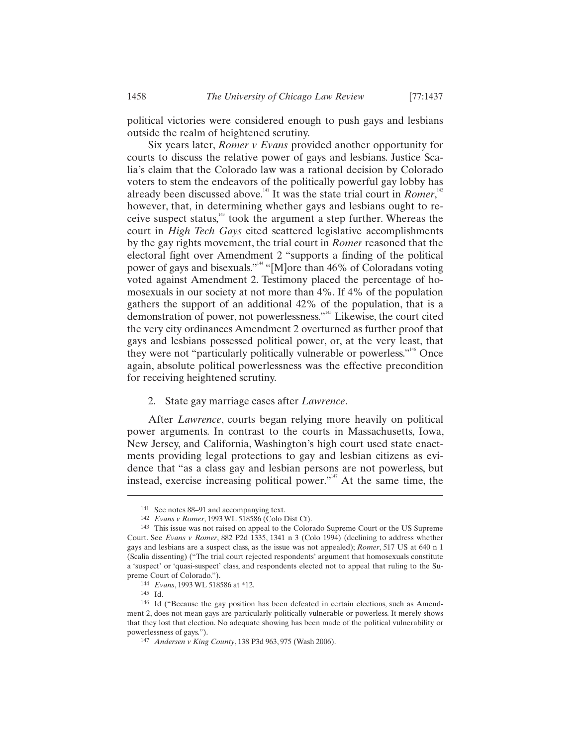political victories were considered enough to push gays and lesbians outside the realm of heightened scrutiny.

Six years later, *Romer v Evans* provided another opportunity for courts to discuss the relative power of gays and lesbians. Justice Scalia's claim that the Colorado law was a rational decision by Colorado voters to stem the endeavors of the politically powerful gay lobby has already been discussed above.[141] It was the state trial court in *Romer*,[142] however, that, in determining whether gays and lesbians ought to receive suspect status,[143] took the argument a step further. Whereas the court in *High Tech Gays* cited scattered legislative accomplishments by the gay rights movement, the trial court in *Romer* reasoned that the electoral fight over Amendment 2 "supports a finding of the political power of gays and bisexuals."[144] "[M]ore than 46% of Coloradans voting voted against Amendment 2. Testimony placed the percentage of homosexuals in our society at not more than 4%. If 4% of the population gathers the support of an additional 42% of the population, that is a demonstration of power, not powerlessness."[145] Likewise, the court cited the very city ordinances Amendment 2 overturned as further proof that gays and lesbians possessed political power, or, at the very least, that they were not "particularly politically vulnerable or powerless."[146] Once again, absolute political powerlessness was the effective precondition for receiving heightened scrutiny.

2. State gay marriage cases after *Lawrence*.

After *Lawrence*, courts began relying more heavily on political power arguments. In contrast to the courts in Massachusetts, Iowa, New Jersey, and California, Washington's high court used state enactments providing legal protections to gay and lesbian citizens as evidence that "as a class gay and lesbian persons are not powerless, but instead, exercise increasing political power."[147] At the same time, the

---

141 See notes 88–91 and accompanying text.

142 *Evans v Romer*, 1993 WL 518586 (Colo Dist Ct).

143 This issue was not raised on appeal to the Colorado Supreme Court or the US Supreme Court. See *Evans v Romer*, 882 P2d 1335, 1341 n 3 (Colo 1994) (declining to address whether gays and lesbians are a suspect class, as the issue was not appealed); *Romer*, 517 US at 640 n 1 (Scalia dissenting) ("The trial court rejected respondents' argument that homosexuals constitute a 'suspect' or 'quasi-suspect' class, and respondents elected not to appeal that ruling to the Supreme Court of Colorado.").

144 *Evans*, 1993 WL 518586 at *12.

145 Id.

146 Id ("Because the gay position has been defeated in certain elections, such as Amendment 2, does not mean gays are particularly politically vulnerable or powerless. It merely shows that they lost that election. No adequate showing has been made of the political vulnerability or powerlessness of gays.").

147 *Andersen v King County*, 138 P3d 963, 975 (Wash 2006).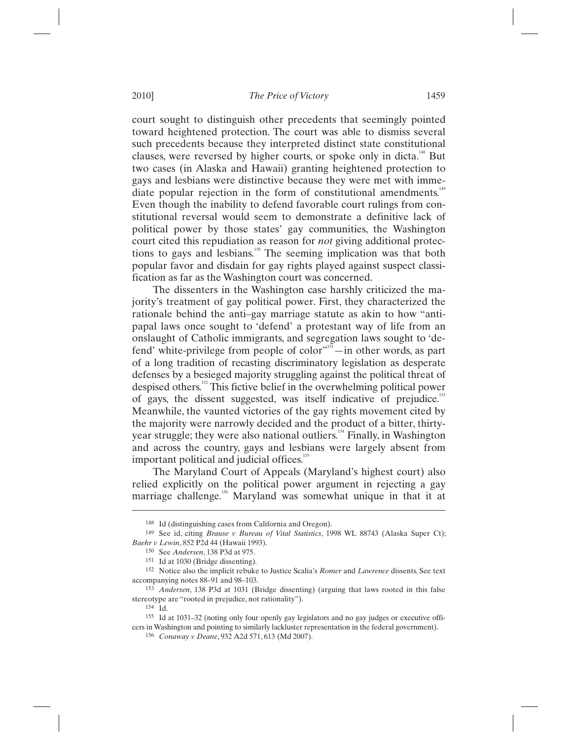court sought to distinguish other precedents that seemingly pointed toward heightened protection. The court was able to dismiss several such precedents because they interpreted distinct state constitutional clauses, were reversed by higher courts, or spoke only in dicta.[148] But two cases (in Alaska and Hawaii) granting heightened protection to gays and lesbians were distinctive because they were met with immediate popular rejection in the form of constitutional amendments.[149] Even though the inability to defend favorable court rulings from constitutional reversal would seem to demonstrate a definitive lack of political power by those states' gay communities, the Washington court cited this repudiation as reason for *not* giving additional protections to gays and lesbians.[150] The seeming implication was that both popular favor and disdain for gay rights played against suspect classification as far as the Washington court was concerned.

The dissenters in the Washington case harshly criticized the majority's treatment of gay political power. First, they characterized the rationale behind the anti–gay marriage statute as akin to how "antipapal laws once sought to 'defend' a protestant way of life from an onslaught of Catholic immigrants, and segregation laws sought to 'defend' white-privilege from people of color"[151]—in other words, as part of a long tradition of recasting discriminatory legislation as desperate defenses by a besieged majority struggling against the political threat of despised others.[152] This fictive belief in the overwhelming political power of gays, the dissent suggested, was itself indicative of prejudice.[153] Meanwhile, the vaunted victories of the gay rights movement cited by the majority were narrowly decided and the product of a bitter, thirty-year struggle; they were also national outliers.[154] Finally, in Washington and across the country, gays and lesbians were largely absent from important political and judicial offices.[155]

The Maryland Court of Appeals (Maryland's highest court) also relied explicitly on the political power argument in rejecting a gay marriage challenge.[156] Maryland was somewhat unique in that it at

---

148 Id (distinguishing cases from California and Oregon).

149 See id, citing *Brause v Bureau of Vital Statistics*, 1998 WL 88743 (Alaska Super Ct); *Baehr v Lewin*, 852 P2d 44 (Hawaii 1993).

150 See *Andersen*, 138 P3d at 975.

151 Id at 1030 (Bridge dissenting).

152 Notice also the implicit rebuke to Justice Scalia's *Romer* and *Lawrence* dissents. See text accompanying notes 88–91 and 98–103.

153 *Andersen*, 138 P3d at 1031 (Bridge dissenting) (arguing that laws rooted in this false stereotype are "rooted in prejudice, not rationality").

154 Id.

155 Id at 1031–32 (noting only four openly gay legislators and no gay judges or executive officers in Washington and pointing to similarly lackluster representation in the federal government).

156 *Conaway v Deane*, 932 A2d 571, 613 (Md 2007).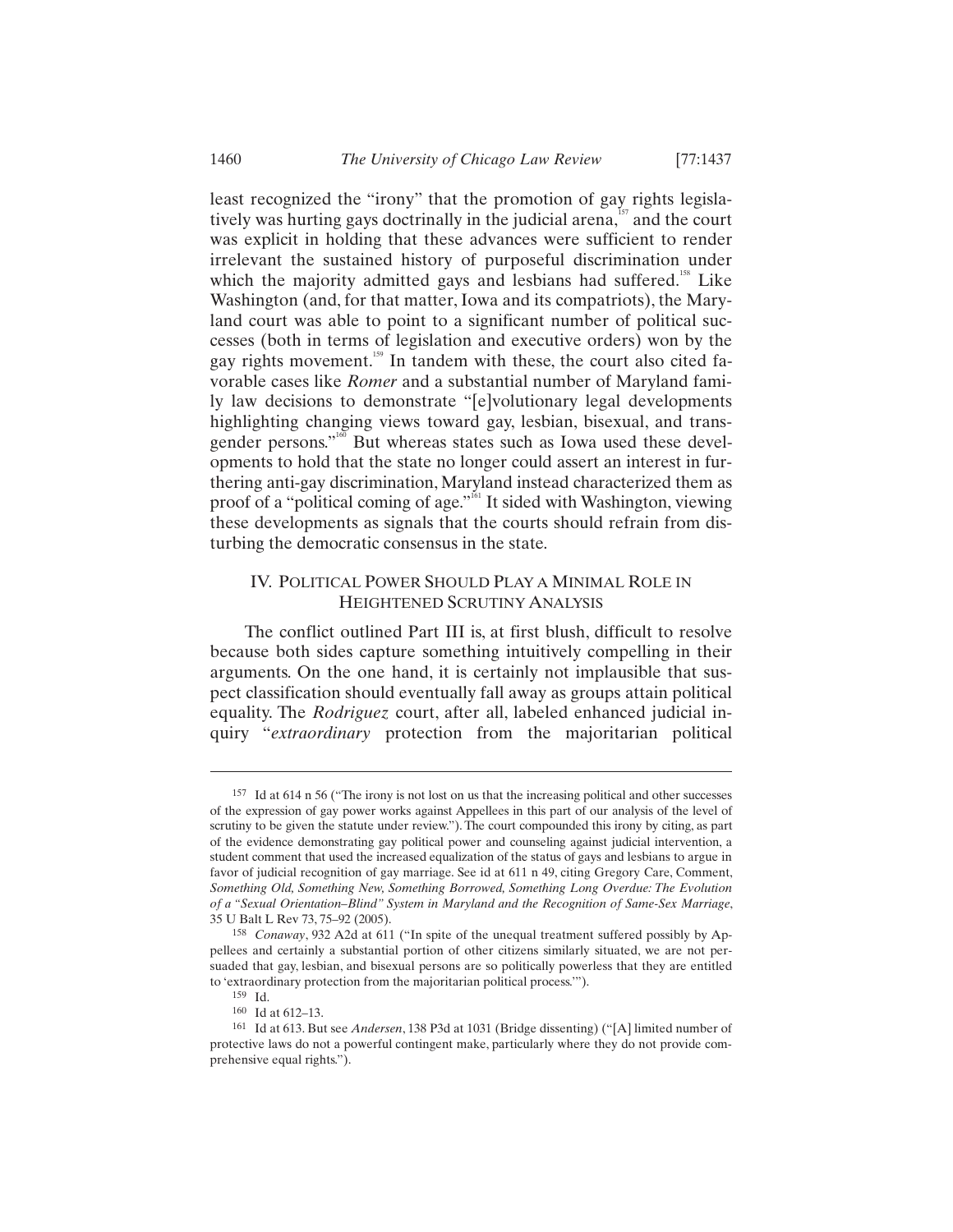least recognized the "irony" that the promotion of gay rights legislatively was hurting gays doctrinally in the judicial arena,[157] and the court was explicit in holding that these advances were sufficient to render irrelevant the sustained history of purposeful discrimination under which the majority admitted gays and lesbians had suffered.[158] Like Washington (and, for that matter, Iowa and its compatriots), the Maryland court was able to point to a significant number of political successes (both in terms of legislation and executive orders) won by the gay rights movement.[159] In tandem with these, the court also cited favorable cases like *Romer* and a substantial number of Maryland family law decisions to demonstrate "[e]volutionary legal developments highlighting changing views toward gay, lesbian, bisexual, and transgender persons."[160] But whereas states such as Iowa used these developments to hold that the state no longer could assert an interest in furthering anti-gay discrimination, Maryland instead characterized them as proof of a "political coming of age."[161] It sided with Washington, viewing these developments as signals that the courts should refrain from disturbing the democratic consensus in the state.

## IV. Political Power Should Play a Minimal Role in Heightened Scrutiny Analysis

The conflict outlined Part III is, at first blush, difficult to resolve because both sides capture something intuitively compelling in their arguments. On the one hand, it is certainly not implausible that suspect classification should eventually fall away as groups attain political equality. The *Rodriguez* court, after all, labeled enhanced judicial inquiry "*extraordinary* protection from the majoritarian political

---

157 Id at 614 n 56 ("The irony is not lost on us that the increasing political and other successes of the expression of gay power works against Appellees in this part of our analysis of the level of scrutiny to be given the statute under review."). The court compounded this irony by citing, as part of the evidence demonstrating gay political power and counseling against judicial intervention, a student comment that used the increased equalization of the status of gays and lesbians to argue in favor of judicial recognition of gay marriage. See id at 611 n 49, citing Gregory Care, Comment, *Something Old, Something New, Something Borrowed, Something Long Overdue: The Evolution of a "Sexual Orientation–Blind" System in Maryland and the Recognition of Same-Sex Marriage*, 35 U Balt L Rev 73, 75–92 (2005).

158 *Conaway*, 932 A2d at 611 ("In spite of the unequal treatment suffered possibly by Appellees and certainly a substantial portion of other citizens similarly situated, we are not persuaded that gay, lesbian, and bisexual persons are so politically powerless that they are entitled to 'extraordinary protection from the majoritarian political process.'").

159 Id.

160 Id at 612–13.

161 Id at 613. But see *Andersen*, 138 P3d at 1031 (Bridge dissenting) ("[A] limited number of protective laws do not a powerful contingent make, particularly where they do not provide comprehensive equal rights.").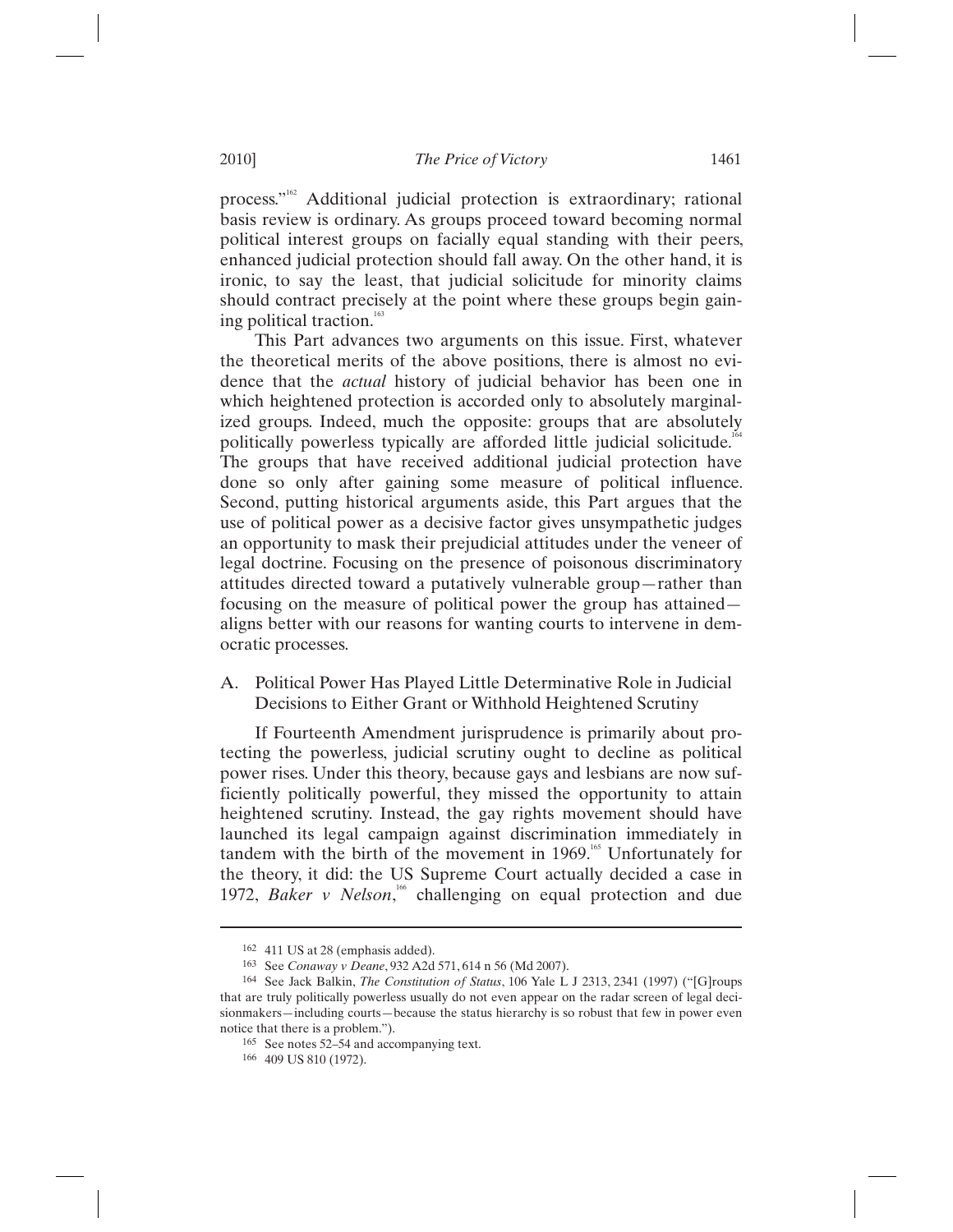process."[162] Additional judicial protection is extraordinary; rational basis review is ordinary. As groups proceed toward becoming normal political interest groups on facially equal standing with their peers, enhanced judicial protection should fall away. On the other hand, it is ironic, to say the least, that judicial solicitude for minority claims should contract precisely at the point where these groups begin gaining political traction.[163]

This Part advances two arguments on this issue. First, whatever the theoretical merits of the above positions, there is almost no evidence that the *actual* history of judicial behavior has been one in which heightened protection is accorded only to absolutely marginalized groups. Indeed, much the opposite: groups that are absolutely politically powerless typically are afforded little judicial solicitude.[164] The groups that have received additional judicial protection have done so only after gaining some measure of political influence. Second, putting historical arguments aside, this Part argues that the use of political power as a decisive factor gives unsympathetic judges an opportunity to mask their prejudicial attitudes under the veneer of legal doctrine. Focusing on the presence of poisonous discriminatory attitudes directed toward a putatively vulnerable group—rather than focusing on the measure of political power the group has attained—aligns better with our reasons for wanting courts to intervene in democratic processes.

### A. Political Power Has Played Little Determinative Role in Judicial Decisions to Either Grant or Withhold Heightened Scrutiny

If Fourteenth Amendment jurisprudence is primarily about protecting the powerless, judicial scrutiny ought to decline as political power rises. Under this theory, because gays and lesbians are now sufficiently politically powerful, they missed the opportunity to attain heightened scrutiny. Instead, the gay rights movement should have launched its legal campaign against discrimination immediately in tandem with the birth of the movement in 1969.[165] Unfortunately for the theory, it did: the US Supreme Court actually decided a case in 1972, *Baker v Nelson*,[166] challenging on equal protection and due

---

[162] 411 US at 28 (emphasis added).

[163] See *Conaway v Deane*, 932 A2d 571, 614 n 56 (Md 2007).

[164] See Jack Balkin, *The Constitution of Status*, 106 Yale L J 2313, 2341 (1997) ("[G]roups that are truly politically powerless usually do not even appear on the radar screen of legal decisionmakers—including courts—because the status hierarchy is so robust that few in power even notice that there is a problem.").

[165] See notes 52–54 and accompanying text.

[166] 409 US 810 (1972).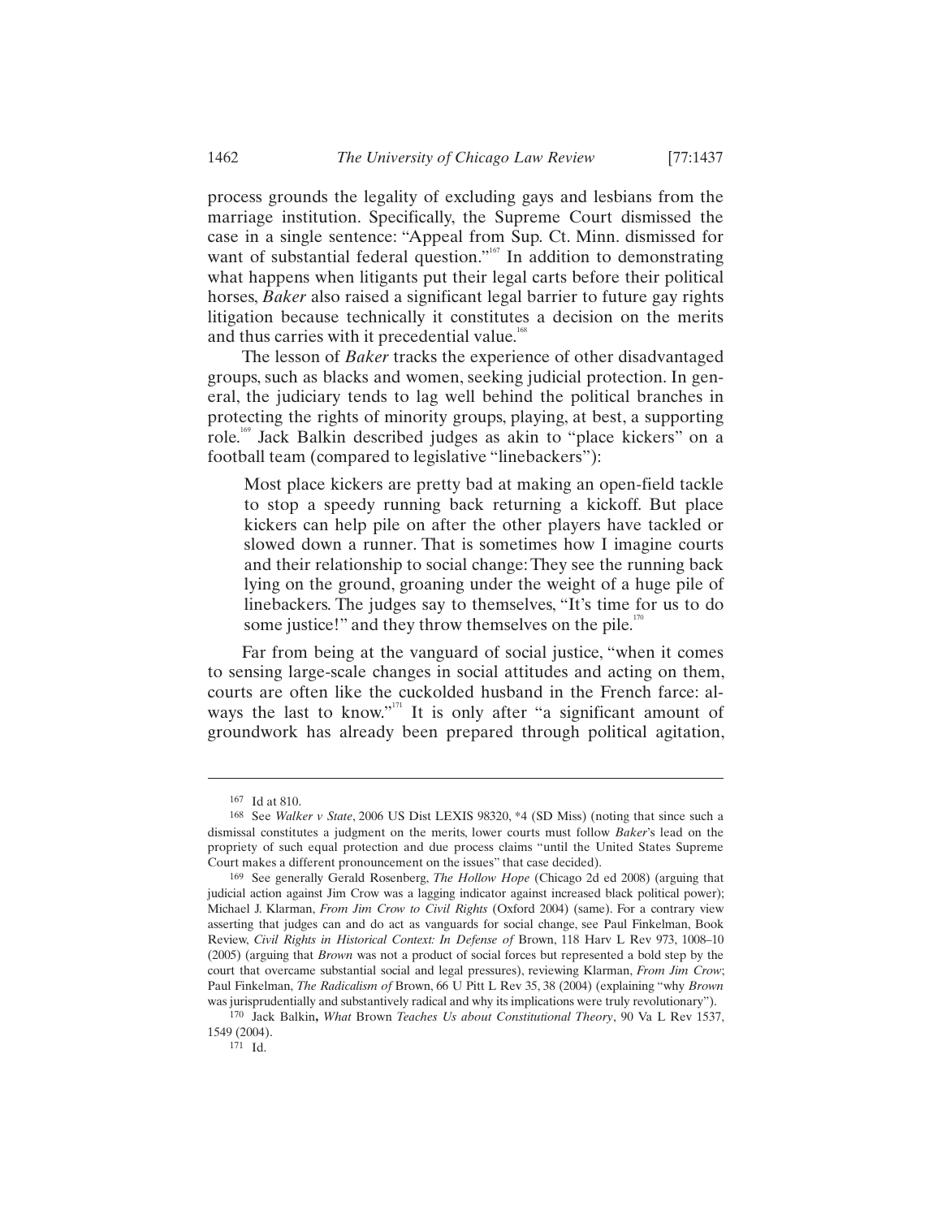process grounds the legality of excluding gays and lesbians from the marriage institution. Specifically, the Supreme Court dismissed the case in a single sentence: "Appeal from Sup. Ct. Minn. dismissed for want of substantial federal question."[167] In addition to demonstrating what happens when litigants put their legal carts before their political horses, *Baker* also raised a significant legal barrier to future gay rights litigation because technically it constitutes a decision on the merits and thus carries with it precedential value.[168]

The lesson of *Baker* tracks the experience of other disadvantaged groups, such as blacks and women, seeking judicial protection. In general, the judiciary tends to lag well behind the political branches in protecting the rights of minority groups, playing, at best, a supporting role.[169] Jack Balkin described judges as akin to "place kickers" on a football team (compared to legislative "linebackers"):

> Most place kickers are pretty bad at making an open-field tackle to stop a speedy running back returning a kickoff. But place kickers can help pile on after the other players have tackled or slowed down a runner. That is sometimes how I imagine courts and their relationship to social change: They see the running back lying on the ground, groaning under the weight of a huge pile of linebackers. The judges say to themselves, "It's time for us to do some justice!" and they throw themselves on the pile.[170]

Far from being at the vanguard of social justice, "when it comes to sensing large-scale changes in social attitudes and acting on them, courts are often like the cuckolded husband in the French farce: always the last to know."[171] It is only after "a significant amount of groundwork has already been prepared through political agitation,

---

[167] Id at 810.

[168] See *Walker v State*, 2006 US Dist LEXIS 98320, *4 (SD Miss) (noting that since such a dismissal constitutes a judgment on the merits, lower courts must follow *Baker*'s lead on the propriety of such equal protection and due process claims "until the United States Supreme Court makes a different pronouncement on the issues" that case decided).

[169] See generally Gerald Rosenberg, *The Hollow Hope* (Chicago 2d ed 2008) (arguing that judicial action against Jim Crow was a lagging indicator against increased black political power); Michael J. Klarman, *From Jim Crow to Civil Rights* (Oxford 2004) (same). For a contrary view asserting that judges can and do act as vanguards for social change, see Paul Finkelman, Book Review, *Civil Rights in Historical Context: In Defense of* Brown, 118 Harv L Rev 973, 1008–10 (2005) (arguing that *Brown* was not a product of social forces but represented a bold step by the court that overcame substantial social and legal pressures), reviewing Klarman, *From Jim Crow*; Paul Finkelman, *The Radicalism of* Brown, 66 U Pitt L Rev 35, 38 (2004) (explaining "why *Brown* was jurisprudentially and substantively radical and why its implications were truly revolutionary").

[170] Jack Balkin, *What* Brown *Teaches Us about Constitutional Theory*, 90 Va L Rev 1537, 1549 (2004).

[171] Id.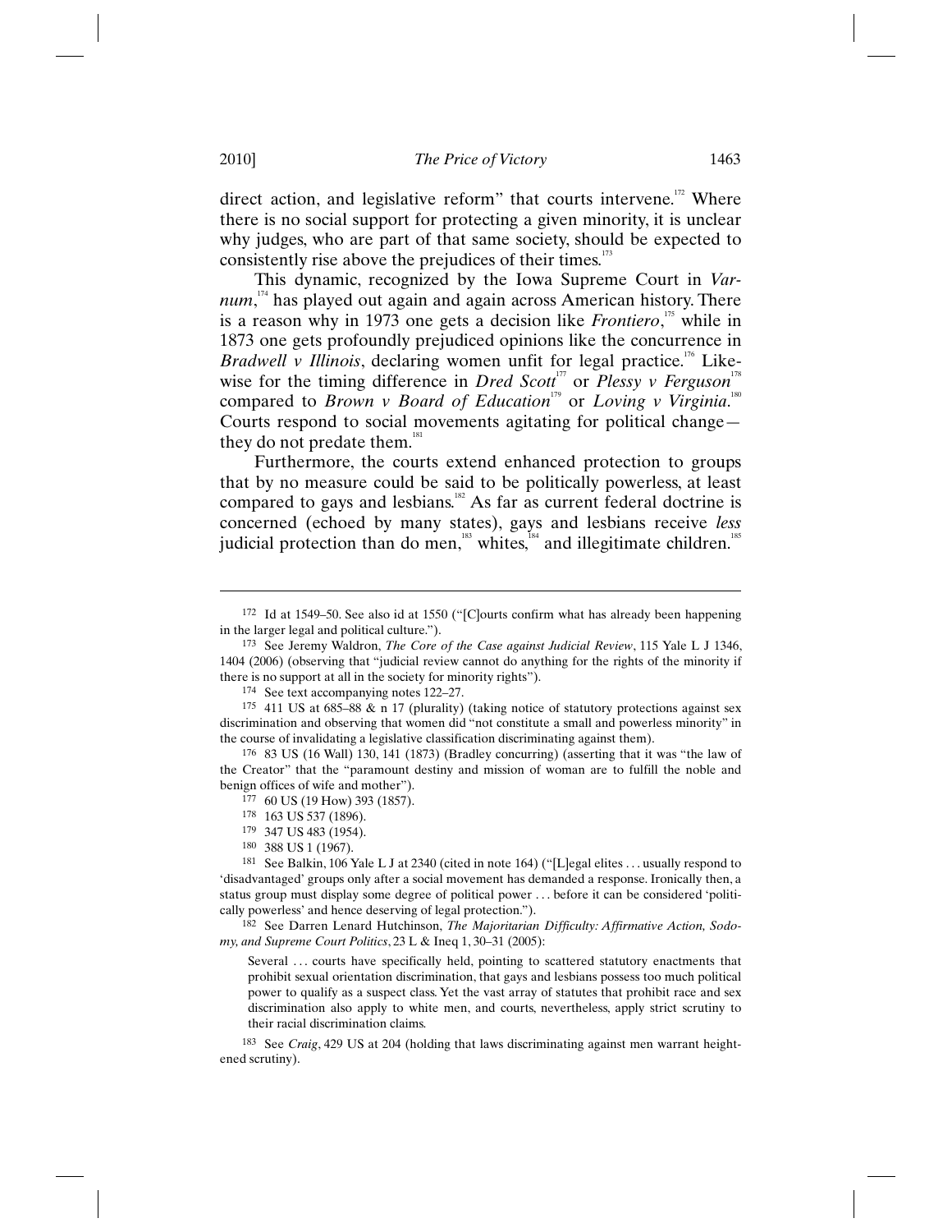direct action, and legislative reform" that courts intervene.[172] Where there is no social support for protecting a given minority, it is unclear why judges, who are part of that same society, should be expected to consistently rise above the prejudices of their times.[173]

This dynamic, recognized by the Iowa Supreme Court in *Varnum*,[174] has played out again and again across American history. There is a reason why in 1973 one gets a decision like *Frontiero*,[175] while in 1873 one gets profoundly prejudiced opinions like the concurrence in *Bradwell v Illinois*, declaring women unfit for legal practice.[176] Likewise for the timing difference in *Dred Scott*[177] or *Plessy v Ferguson*[178] compared to *Brown v Board of Education*[179] or *Loving v Virginia*.[180] Courts respond to social movements agitating for political change—they do not predate them.[181]

Furthermore, the courts extend enhanced protection to groups that by no measure could be said to be politically powerless, at least compared to gays and lesbians.[182] As far as current federal doctrine is concerned (echoed by many states), gays and lesbians receive *less* judicial protection than do men,[183] whites,[184] and illegitimate children.[185]

---

172 Id at 1549–50. See also id at 1550 ("[C]ourts confirm what has already been happening in the larger legal and political culture.").

173 See Jeremy Waldron, *The Core of the Case against Judicial Review*, 115 Yale L J 1346, 1404 (2006) (observing that "judicial review cannot do anything for the rights of the minority if there is no support at all in the society for minority rights").

174 See text accompanying notes 122–27.

175 411 US at 685–88 & n 17 (plurality) (taking notice of statutory protections against sex discrimination and observing that women did "not constitute a small and powerless minority" in the course of invalidating a legislative classification discriminating against them).

176 83 US (16 Wall) 130, 141 (1873) (Bradley concurring) (asserting that it was "the law of the Creator" that the "paramount destiny and mission of woman are to fulfill the noble and benign offices of wife and mother").

177 60 US (19 How) 393 (1857).

178 163 US 537 (1896).

179 347 US 483 (1954).

180 388 US 1 (1967).

181 See Balkin, 106 Yale L J at 2340 (cited in note 164) ("[L]egal elites . . . usually respond to 'disadvantaged' groups only after a social movement has demanded a response. Ironically then, a status group must display some degree of political power . . . before it can be considered 'politically powerless' and hence deserving of legal protection.").

182 See Darren Lenard Hutchinson, *The Majoritarian Difficulty: Affirmative Action, Sodomy, and Supreme Court Politics*, 23 L & Ineq 1, 30–31 (2005):

> Several . . . courts have specifically held, pointing to scattered statutory enactments that prohibit sexual orientation discrimination, that gays and lesbians possess too much political power to qualify as a suspect class. Yet the vast array of statutes that prohibit race and sex discrimination also apply to white men, and courts, nevertheless, apply strict scrutiny to their racial discrimination claims.

183 See *Craig*, 429 US at 204 (holding that laws discriminating against men warrant heightened scrutiny).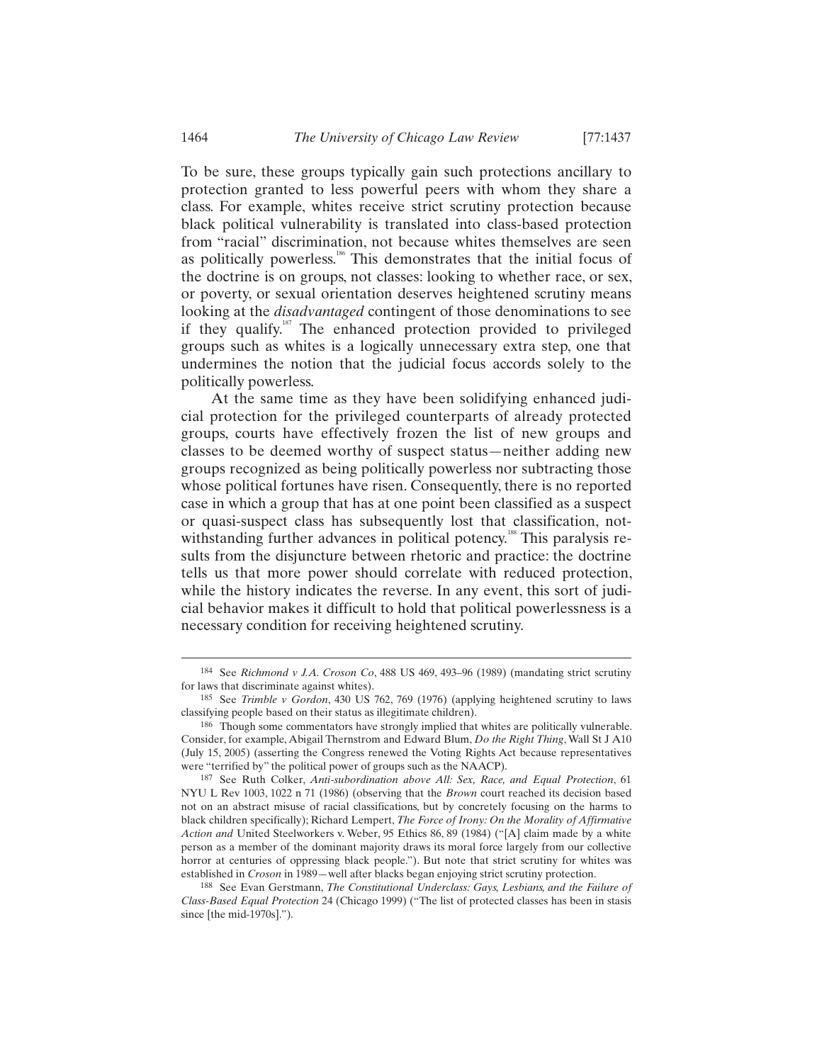To be sure, these groups typically gain such protections ancillary to protection granted to less powerful peers with whom they share a class. For example, whites receive strict scrutiny protection because black political vulnerability is translated into class-based protection from "racial" discrimination, not because whites themselves are seen as politically powerless.[186] This demonstrates that the initial focus of the doctrine is on groups, not classes: looking to whether race, or sex, or poverty, or sexual orientation deserves heightened scrutiny means looking at the *disadvantaged* contingent of those denominations to see if they qualify.[187] The enhanced protection provided to privileged groups such as whites is a logically unnecessary extra step, one that undermines the notion that the judicial focus accords solely to the politically powerless.

At the same time as they have been solidifying enhanced judicial protection for the privileged counterparts of already protected groups, courts have effectively frozen the list of new groups and classes to be deemed worthy of suspect status—neither adding new groups recognized as being politically powerless nor subtracting those whose political fortunes have risen. Consequently, there is no reported case in which a group that has at one point been classified as a suspect or quasi-suspect class has subsequently lost that classification, notwithstanding further advances in political potency.[188] This paralysis results from the disjuncture between rhetoric and practice: the doctrine tells us that more power should correlate with reduced protection, while the history indicates the reverse. In any event, this sort of judicial behavior makes it difficult to hold that political powerlessness is a necessary condition for receiving heightened scrutiny.

---

184 See *Richmond v J.A. Croson Co*, 488 US 469, 493–96 (1989) (mandating strict scrutiny for laws that discriminate against whites).

185 See *Trimble v Gordon*, 430 US 762, 769 (1976) (applying heightened scrutiny to laws classifying people based on their status as illegitimate children).

186 Though some commentators have strongly implied that whites are politically vulnerable. Consider, for example, Abigail Thernstrom and Edward Blum, *Do the Right Thing*, Wall St J A10 (July 15, 2005) (asserting the Congress renewed the Voting Rights Act because representatives were "terrified by" the political power of groups such as the NAACP).

187 See Ruth Colker, *Anti-subordination above All: Sex, Race, and Equal Protection*, 61 NYU L Rev 1003, 1022 n 71 (1986) (observing that the *Brown* court reached its decision based not on an abstract misuse of racial classifications, but by concretely focusing on the harms to black children specifically); Richard Lempert, *The Force of Irony: On the Morality of Affirmative Action and* United Steelworkers v. Weber, 95 Ethics 86, 89 (1984) ("[A] claim made by a white person as a member of the dominant majority draws its moral force largely from our collective horror at centuries of oppressing black people."). But note that strict scrutiny for whites was established in *Croson* in 1989—well after blacks began enjoying strict scrutiny protection.

188 See Evan Gerstmann, *The Constitutional Underclass: Gays, Lesbians, and the Failure of Class-Based Equal Protection* 24 (Chicago 1999) ("The list of protected classes has been in stasis since [the mid-1970s].").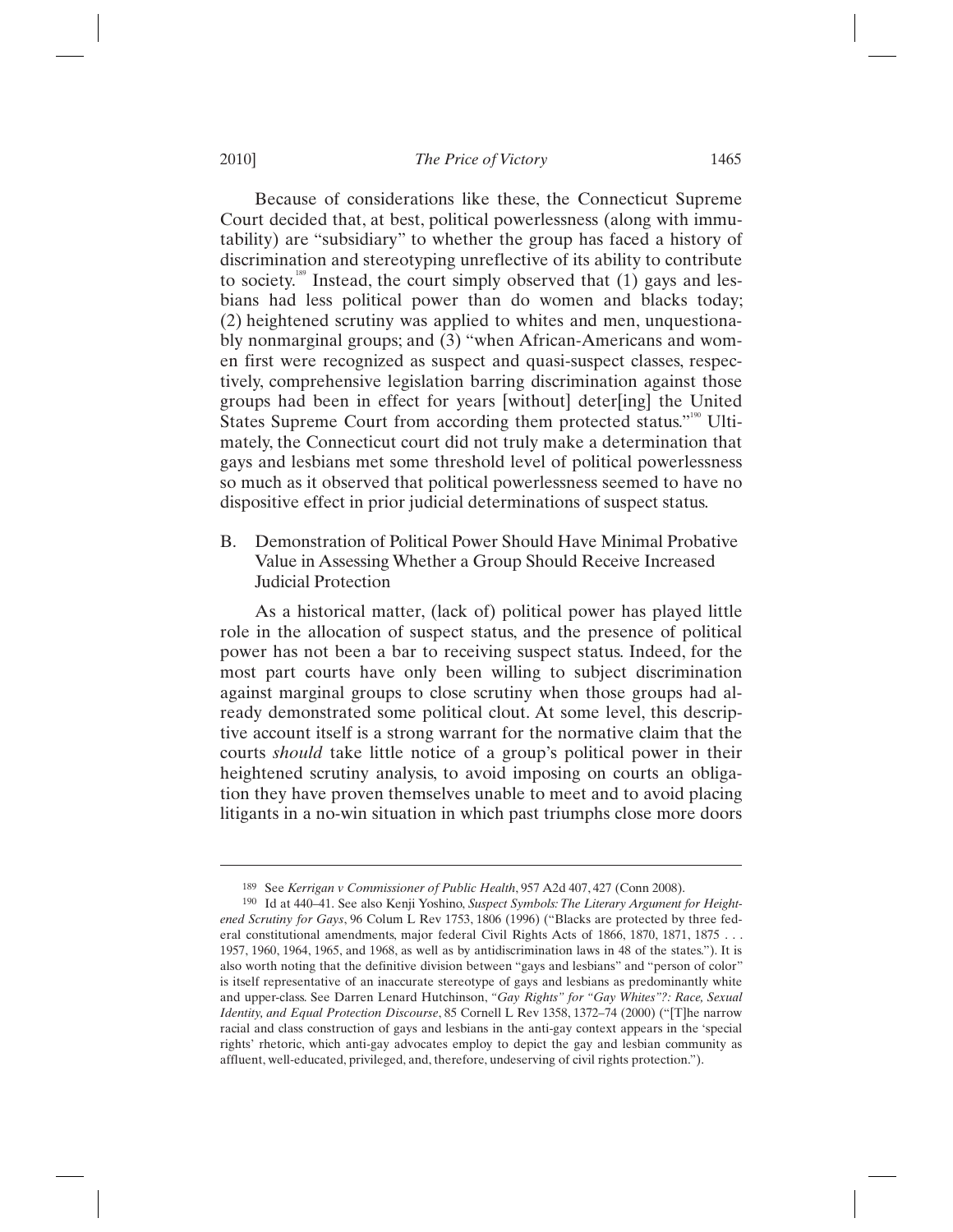Because of considerations like these, the Connecticut Supreme Court decided that, at best, political powerlessness (along with immutability) are "subsidiary" to whether the group has faced a history of discrimination and stereotyping unreflective of its ability to contribute to society.[189] Instead, the court simply observed that (1) gays and lesbians had less political power than do women and blacks today; (2) heightened scrutiny was applied to whites and men, unquestionably nonmarginal groups; and (3) "when African-Americans and women first were recognized as suspect and quasi-suspect classes, respectively, comprehensive legislation barring discrimination against those groups had been in effect for years [without] deter[ing] the United States Supreme Court from according them protected status."[190] Ultimately, the Connecticut court did not truly make a determination that gays and lesbians met some threshold level of political powerlessness so much as it observed that political powerlessness seemed to have no dispositive effect in prior judicial determinations of suspect status.

## B. Demonstration of Political Power Should Have Minimal Probative Value in Assessing Whether a Group Should Receive Increased Judicial Protection

As a historical matter, (lack of) political power has played little role in the allocation of suspect status, and the presence of political power has not been a bar to receiving suspect status. Indeed, for the most part courts have only been willing to subject discrimination against marginal groups to close scrutiny when those groups had already demonstrated some political clout. At some level, this descriptive account itself is a strong warrant for the normative claim that the courts *should* take little notice of a group's political power in their heightened scrutiny analysis, to avoid imposing on courts an obligation they have proven themselves unable to meet and to avoid placing litigants in a no-win situation in which past triumphs close more doors

---

189 See *Kerrigan v Commissioner of Public Health*, 957 A2d 407, 427 (Conn 2008).

190 Id at 440–41. See also Kenji Yoshino, *Suspect Symbols: The Literary Argument for Heightened Scrutiny for Gays*, 96 Colum L Rev 1753, 1806 (1996) ("Blacks are protected by three federal constitutional amendments, major federal Civil Rights Acts of 1866, 1870, 1871, 1875 . . . 1957, 1960, 1964, 1965, and 1968, as well as by antidiscrimination laws in 48 of the states."). It is also worth noting that the definitive division between "gays and lesbians" and "person of color" is itself representative of an inaccurate stereotype of gays and lesbians as predominantly white and upper-class. See Darren Lenard Hutchinson, *"Gay Rights" for "Gay Whites"?: Race, Sexual Identity, and Equal Protection Discourse*, 85 Cornell L Rev 1358, 1372–74 (2000) ("[T]he narrow racial and class construction of gays and lesbians in the anti-gay context appears in the 'special rights' rhetoric, which anti-gay advocates employ to depict the gay and lesbian community as affluent, well-educated, privileged, and, therefore, undeserving of civil rights protection.").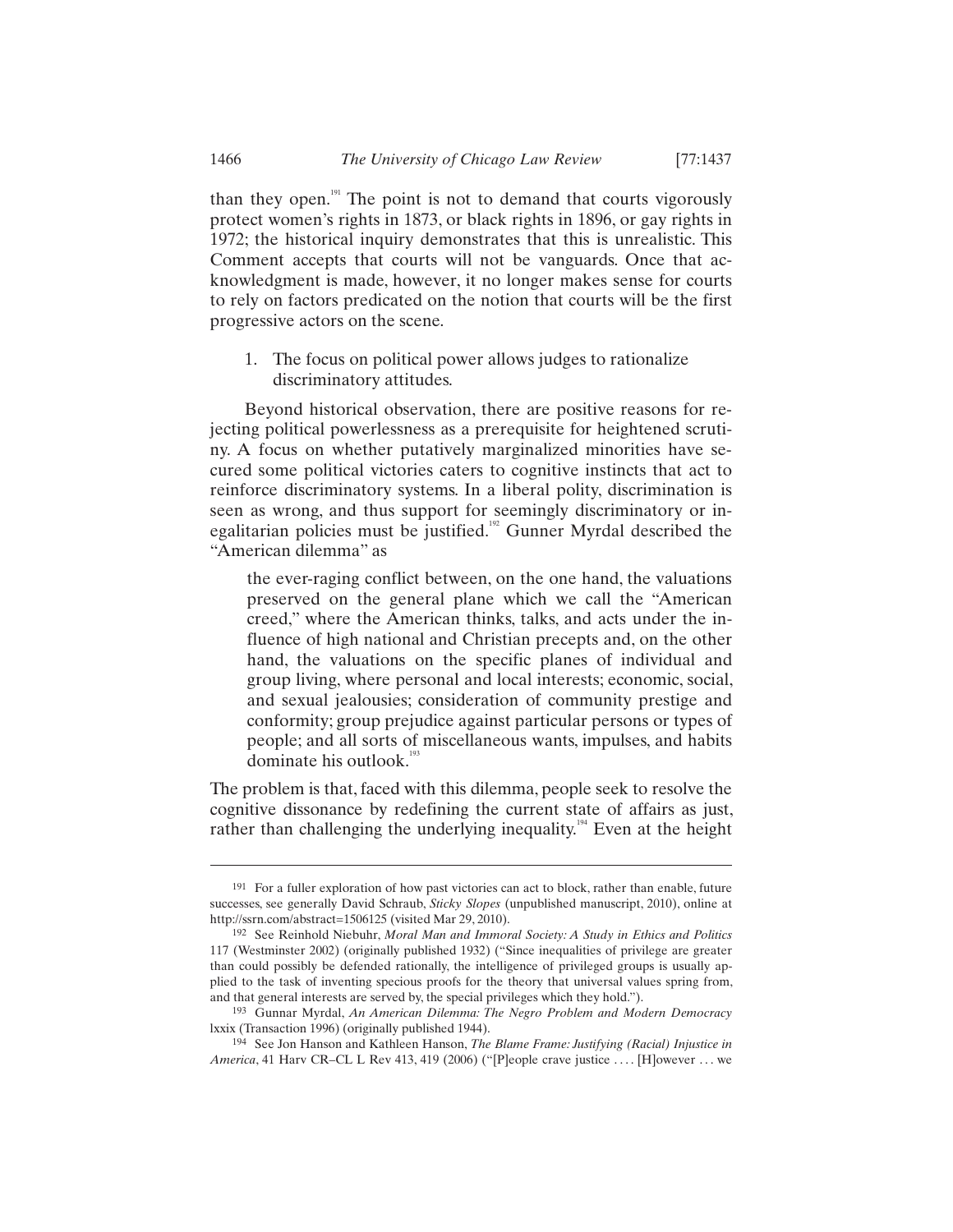than they open.[191] The point is not to demand that courts vigorously protect women's rights in 1873, or black rights in 1896, or gay rights in 1972; the historical inquiry demonstrates that this is unrealistic. This Comment accepts that courts will not be vanguards. Once that acknowledgment is made, however, it no longer makes sense for courts to rely on factors predicated on the notion that courts will be the first progressive actors on the scene.

1. The focus on political power allows judges to rationalize discriminatory attitudes.

Beyond historical observation, there are positive reasons for rejecting political powerlessness as a prerequisite for heightened scrutiny. A focus on whether putatively marginalized minorities have secured some political victories caters to cognitive instincts that act to reinforce discriminatory systems. In a liberal polity, discrimination is seen as wrong, and thus support for seemingly discriminatory or inegalitarian policies must be justified.[192] Gunner Myrdal described the "American dilemma" as

> the ever-raging conflict between, on the one hand, the valuations preserved on the general plane which we call the "American creed," where the American thinks, talks, and acts under the influence of high national and Christian precepts and, on the other hand, the valuations on the specific planes of individual and group living, where personal and local interests; economic, social, and sexual jealousies; consideration of community prestige and conformity; group prejudice against particular persons or types of people; and all sorts of miscellaneous wants, impulses, and habits dominate his outlook.[193]

The problem is that, faced with this dilemma, people seek to resolve the cognitive dissonance by redefining the current state of affairs as just, rather than challenging the underlying inequality.[194] Even at the height

---

[191] For a fuller exploration of how past victories can act to block, rather than enable, future successes, see generally David Schraub, *Sticky Slopes* (unpublished manuscript, 2010), online at http://ssrn.com/abstract=1506125 (visited Mar 29, 2010).

[192] See Reinhold Niebuhr, *Moral Man and Immoral Society: A Study in Ethics and Politics* 117 (Westminster 2002) (originally published 1932) ("Since inequalities of privilege are greater than could possibly be defended rationally, the intelligence of privileged groups is usually applied to the task of inventing specious proofs for the theory that universal values spring from, and that general interests are served by, the special privileges which they hold.").

[193] Gunnar Myrdal, *An American Dilemma: The Negro Problem and Modern Democracy* lxxix (Transaction 1996) (originally published 1944).

[194] See Jon Hanson and Kathleen Hanson, *The Blame Frame: Justifying (Racial) Injustice in America*, 41 Harv CR–CL L Rev 413, 419 (2006) ("[P]eople crave justice . . . . [H]owever . . . we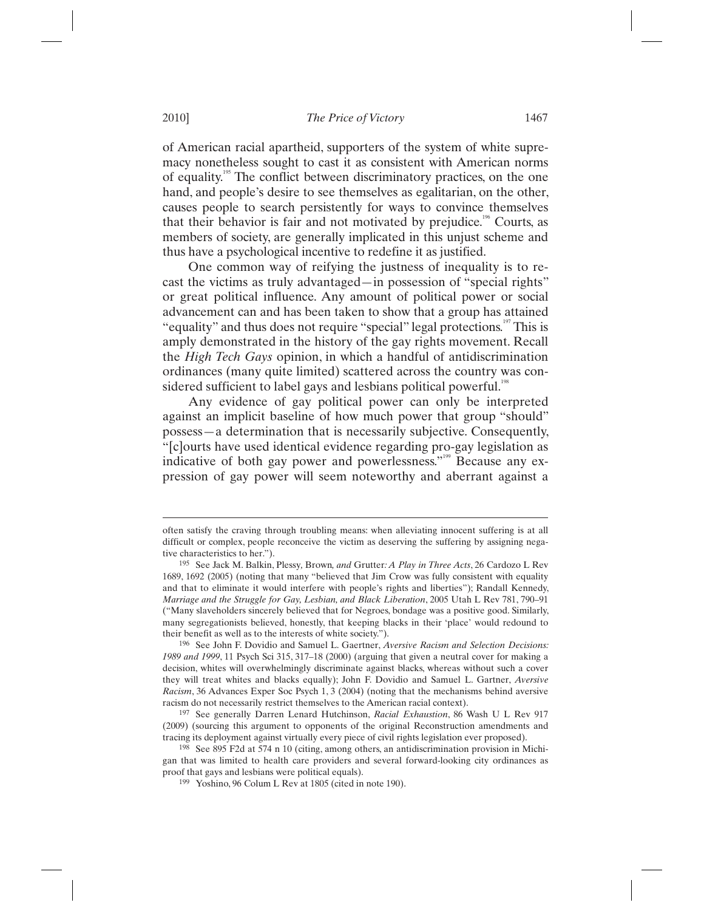of American racial apartheid, supporters of the system of white supremacy nonetheless sought to cast it as consistent with American norms of equality.[195] The conflict between discriminatory practices, on the one hand, and people's desire to see themselves as egalitarian, on the other, causes people to search persistently for ways to convince themselves that their behavior is fair and not motivated by prejudice.[196] Courts, as members of society, are generally implicated in this unjust scheme and thus have a psychological incentive to redefine it as justified.

One common way of reifying the justness of inequality is to recast the victims as truly advantaged—in possession of "special rights" or great political influence. Any amount of political power or social advancement can and has been taken to show that a group has attained "equality" and thus does not require "special" legal protections.[197] This is amply demonstrated in the history of the gay rights movement. Recall the *High Tech Gays* opinion, in which a handful of antidiscrimination ordinances (many quite limited) scattered across the country was considered sufficient to label gays and lesbians political powerful.[198]

Any evidence of gay political power can only be interpreted against an implicit baseline of how much power that group "should" possess—a determination that is necessarily subjective. Consequently, "[c]ourts have used identical evidence regarding pro-gay legislation as indicative of both gay power and powerlessness."[199] Because any expression of gay power will seem noteworthy and aberrant against a

---

often satisfy the craving through troubling means: when alleviating innocent suffering is at all difficult or complex, people reconceive the victim as deserving the suffering by assigning negative characteristics to her.").

195 See Jack M. Balkin, Plessy*,* Brown*, and* Grutter*: A Play in Three Acts*, 26 Cardozo L Rev 1689, 1692 (2005) (noting that many "believed that Jim Crow was fully consistent with equality and that to eliminate it would interfere with people's rights and liberties"); Randall Kennedy, *Marriage and the Struggle for Gay, Lesbian, and Black Liberation*, 2005 Utah L Rev 781, 790–91 ("Many slaveholders sincerely believed that for Negroes, bondage was a positive good. Similarly, many segregationists believed, honestly, that keeping blacks in their 'place' would redound to their benefit as well as to the interests of white society.").

196 See John F. Dovidio and Samuel L. Gaertner, *Aversive Racism and Selection Decisions: 1989 and 1999*, 11 Psych Sci 315, 317–18 (2000) (arguing that given a neutral cover for making a decision, whites will overwhelmingly discriminate against blacks, whereas without such a cover they will treat whites and blacks equally); John F. Dovidio and Samuel L. Gartner, *Aversive Racism*, 36 Advances Exper Soc Psych 1, 3 (2004) (noting that the mechanisms behind aversive racism do not necessarily restrict themselves to the American racial context).

197 See generally Darren Lenard Hutchinson, *Racial Exhaustion*, 86 Wash U L Rev 917 (2009) (sourcing this argument to opponents of the original Reconstruction amendments and tracing its deployment against virtually every piece of civil rights legislation ever proposed).

198 See 895 F2d at 574 n 10 (citing, among others, an antidiscrimination provision in Michigan that was limited to health care providers and several forward-looking city ordinances as proof that gays and lesbians were political equals).

199 Yoshino, 96 Colum L Rev at 1805 (cited in note 190).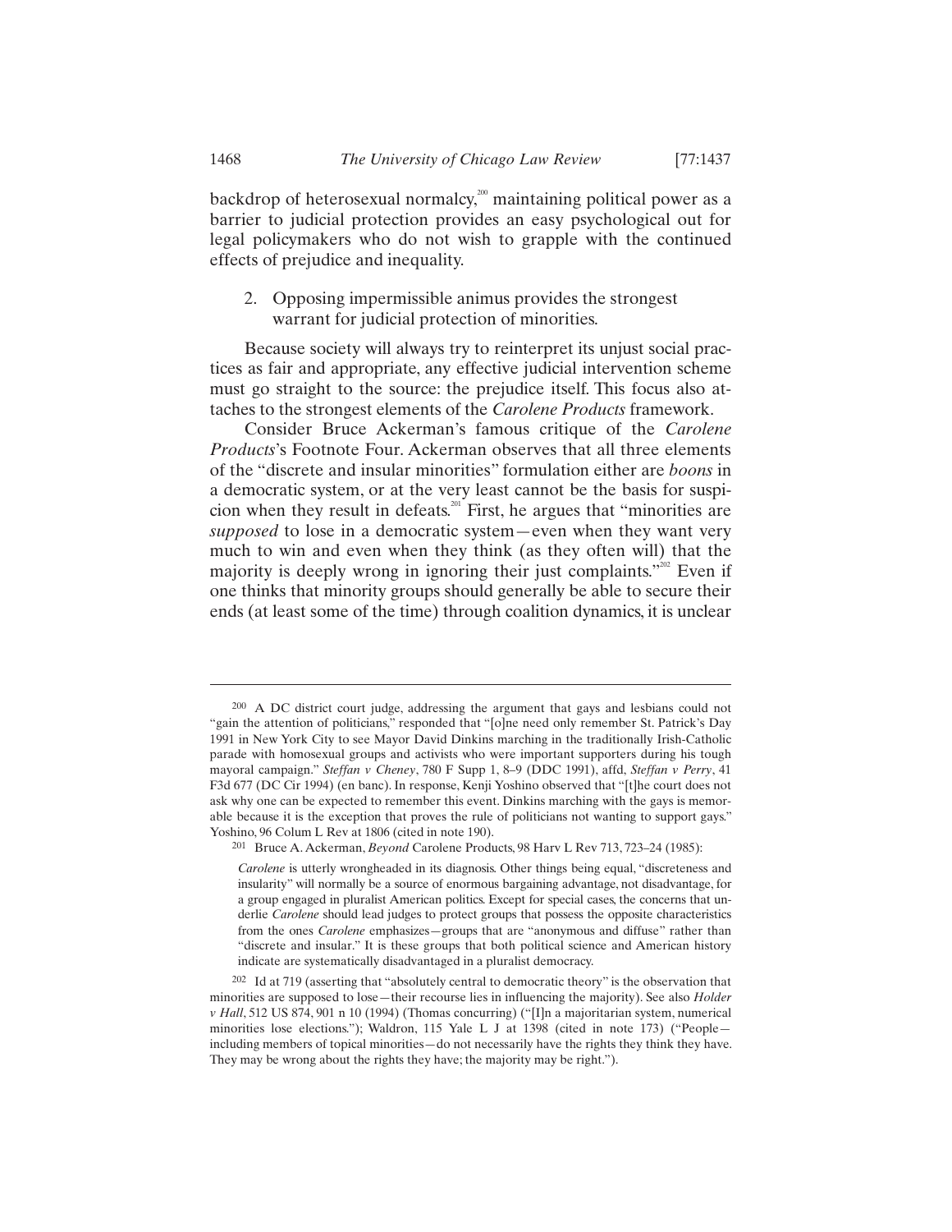backdrop of heterosexual normalcy,[200] maintaining political power as a barrier to judicial protection provides an easy psychological out for legal policymakers who do not wish to grapple with the continued effects of prejudice and inequality.

2. Opposing impermissible animus provides the strongest warrant for judicial protection of minorities.

Because society will always try to reinterpret its unjust social practices as fair and appropriate, any effective judicial intervention scheme must go straight to the source: the prejudice itself. This focus also attaches to the strongest elements of the *Carolene Products* framework.

Consider Bruce Ackerman's famous critique of the *Carolene Products*'s Footnote Four. Ackerman observes that all three elements of the "discrete and insular minorities" formulation either are *boons* in a democratic system, or at the very least cannot be the basis for suspicion when they result in defeats.[201] First, he argues that "minorities are *supposed* to lose in a democratic system—even when they want very much to win and even when they think (as they often will) that the majority is deeply wrong in ignoring their just complaints."[202] Even if one thinks that minority groups should generally be able to secure their ends (at least some of the time) through coalition dynamics, it is unclear

---

200 A DC district court judge, addressing the argument that gays and lesbians could not "gain the attention of politicians," responded that "[o]ne need only remember St. Patrick's Day 1991 in New York City to see Mayor David Dinkins marching in the traditionally Irish-Catholic parade with homosexual groups and activists who were important supporters during his tough mayoral campaign." *Steffan v Cheney*, 780 F Supp 1, 8–9 (DDC 1991), affd, *Steffan v Perry*, 41 F3d 677 (DC Cir 1994) (en banc). In response, Kenji Yoshino observed that "[t]he court does not ask why one can be expected to remember this event. Dinkins marching with the gays is memorable because it is the exception that proves the rule of politicians not wanting to support gays." Yoshino, 96 Colum L Rev at 1806 (cited in note 190).

201 Bruce A. Ackerman, *Beyond* Carolene Products, 98 Harv L Rev 713, 723–24 (1985):

> *Carolene* is utterly wrongheaded in its diagnosis. Other things being equal, "discreteness and insularity" will normally be a source of enormous bargaining advantage, not disadvantage, for a group engaged in pluralist American politics. Except for special cases, the concerns that underlie *Carolene* should lead judges to protect groups that possess the opposite characteristics from the ones *Carolene* emphasizes—groups that are "anonymous and diffuse" rather than "discrete and insular." It is these groups that both political science and American history indicate are systematically disadvantaged in a pluralist democracy.

202 Id at 719 (asserting that "absolutely central to democratic theory" is the observation that minorities are supposed to lose—their recourse lies in influencing the majority). See also *Holder v Hall*, 512 US 874, 901 n 10 (1994) (Thomas concurring) ("[I]n a majoritarian system, numerical minorities lose elections."); Waldron, 115 Yale L J at 1398 (cited in note 173) ("People—including members of topical minorities—do not necessarily have the rights they think they have. They may be wrong about the rights they have; the majority may be right.").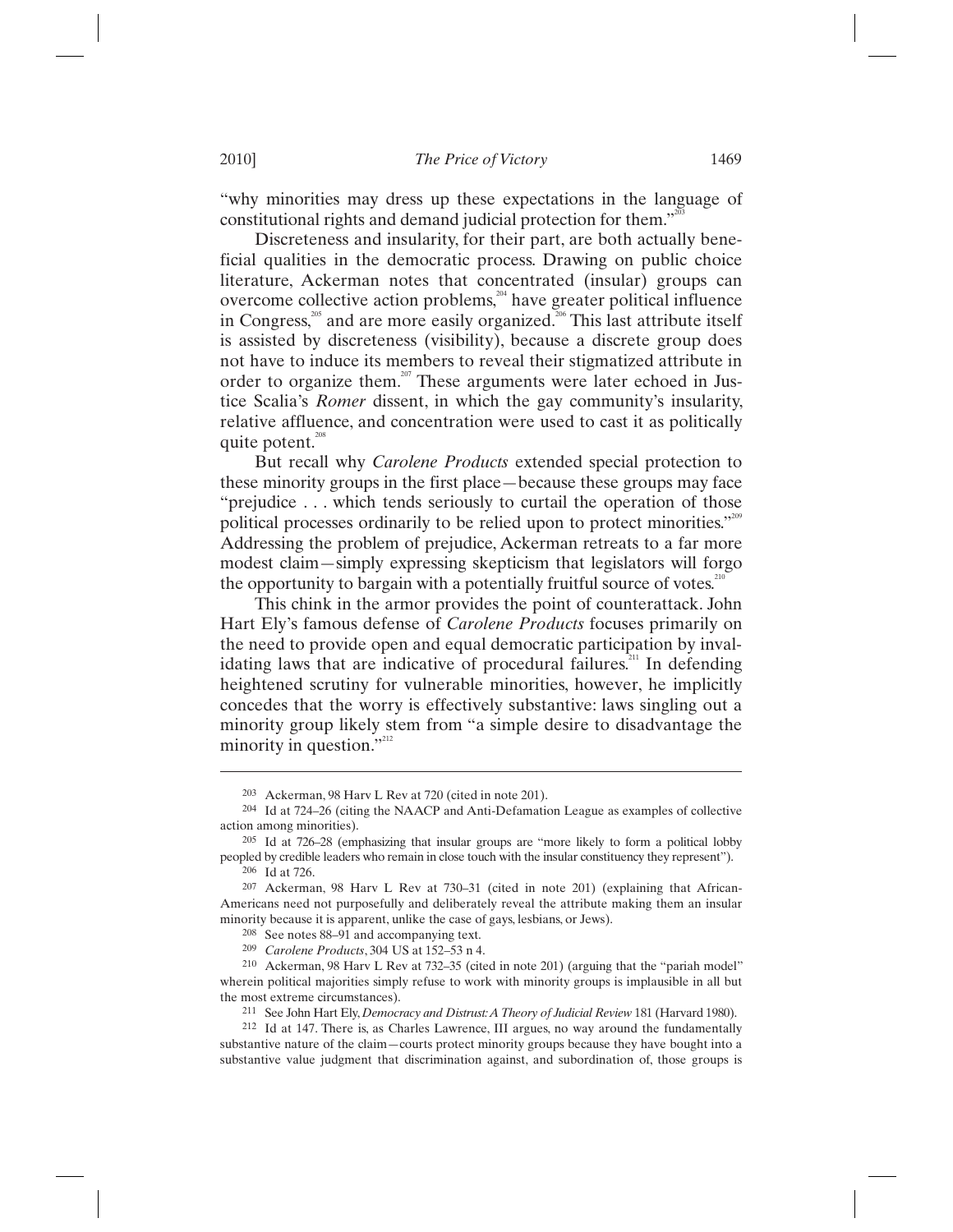"why minorities may dress up these expectations in the language of constitutional rights and demand judicial protection for them."[203]

Discreteness and insularity, for their part, are both actually beneficial qualities in the democratic process. Drawing on public choice literature, Ackerman notes that concentrated (insular) groups can overcome collective action problems,[204] have greater political influence in Congress,[205] and are more easily organized.[206] This last attribute itself is assisted by discreteness (visibility), because a discrete group does not have to induce its members to reveal their stigmatized attribute in order to organize them.[207] These arguments were later echoed in Justice Scalia's *Romer* dissent, in which the gay community's insularity, relative affluence, and concentration were used to cast it as politically quite potent.[208]

But recall why *Carolene Products* extended special protection to these minority groups in the first place—because these groups may face "prejudice . . . which tends seriously to curtail the operation of those political processes ordinarily to be relied upon to protect minorities."[209] Addressing the problem of prejudice, Ackerman retreats to a far more modest claim—simply expressing skepticism that legislators will forgo the opportunity to bargain with a potentially fruitful source of votes.[210]

This chink in the armor provides the point of counterattack. John Hart Ely's famous defense of *Carolene Products* focuses primarily on the need to provide open and equal democratic participation by invalidating laws that are indicative of procedural failures.[211] In defending heightened scrutiny for vulnerable minorities, however, he implicitly concedes that the worry is effectively substantive: laws singling out a minority group likely stem from "a simple desire to disadvantage the minority in question."[212]

---

203 Ackerman, 98 Harv L Rev at 720 (cited in note 201).

204 Id at 724–26 (citing the NAACP and Anti-Defamation League as examples of collective action among minorities).

205 Id at 726–28 (emphasizing that insular groups are "more likely to form a political lobby peopled by credible leaders who remain in close touch with the insular constituency they represent").

206 Id at 726.

207 Ackerman, 98 Harv L Rev at 730–31 (cited in note 201) (explaining that African-Americans need not purposefully and deliberately reveal the attribute making them an insular minority because it is apparent, unlike the case of gays, lesbians, or Jews).

208 See notes 88–91 and accompanying text.

209 *Carolene Products*, 304 US at 152–53 n 4.

210 Ackerman, 98 Harv L Rev at 732–35 (cited in note 201) (arguing that the "pariah model" wherein political majorities simply refuse to work with minority groups is implausible in all but the most extreme circumstances).

211 See John Hart Ely, *Democracy and Distrust: A Theory of Judicial Review* 181 (Harvard 1980).

212 Id at 147. There is, as Charles Lawrence, III argues, no way around the fundamentally substantive nature of the claim—courts protect minority groups because they have bought into a substantive value judgment that discrimination against, and subordination of, those groups is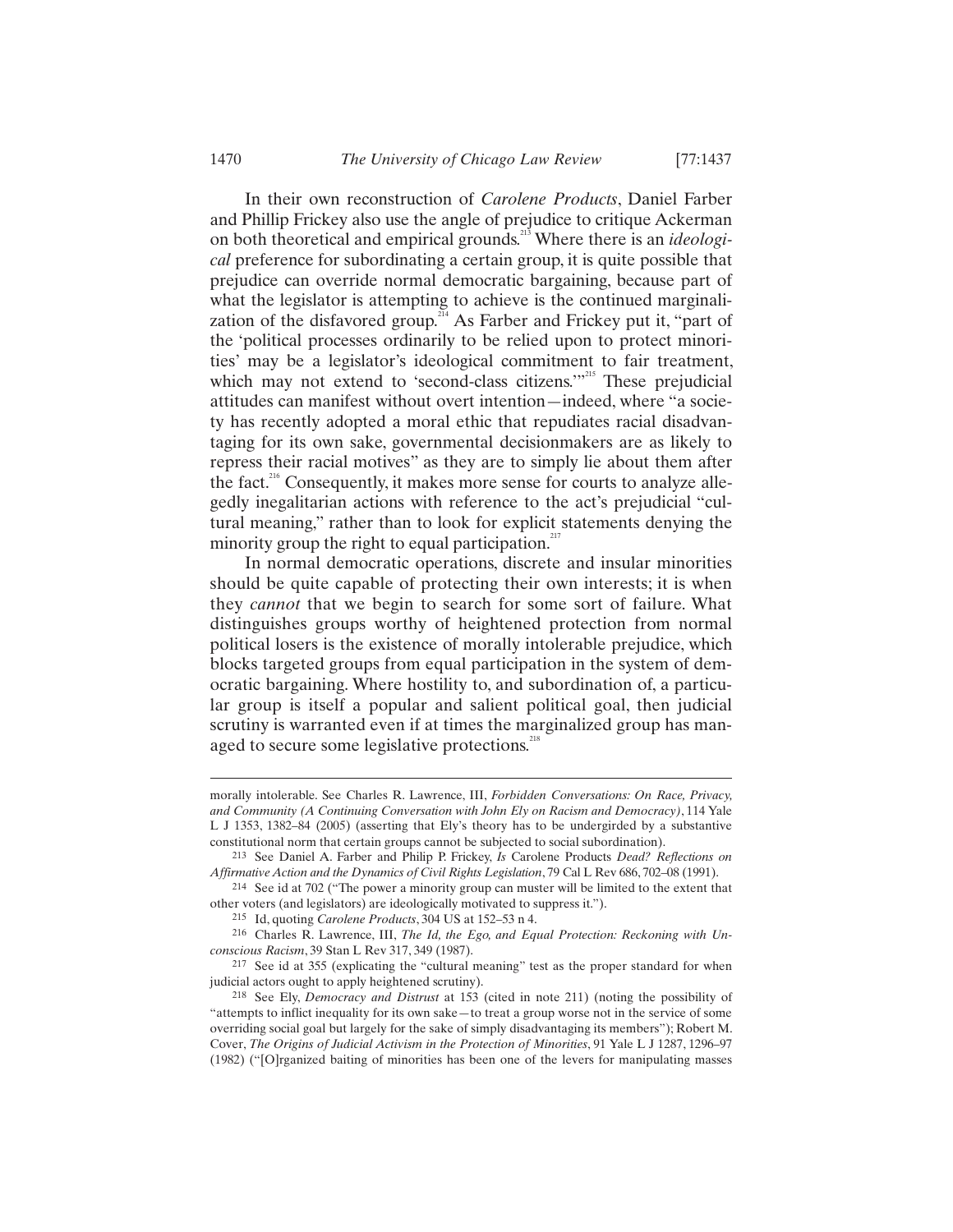In their own reconstruction of *Carolene Products*, Daniel Farber and Phillip Frickey also use the angle of prejudice to critique Ackerman on both theoretical and empirical grounds.[213] Where there is an *ideological* preference for subordinating a certain group, it is quite possible that prejudice can override normal democratic bargaining, because part of what the legislator is attempting to achieve is the continued marginalization of the disfavored group.[214] As Farber and Frickey put it, "part of the 'political processes ordinarily to be relied upon to protect minorities' may be a legislator's ideological commitment to fair treatment, which may not extend to 'second-class citizens.'"[215] These prejudicial attitudes can manifest without overt intention—indeed, where "a society has recently adopted a moral ethic that repudiates racial disadvantaging for its own sake, governmental decisionmakers are as likely to repress their racial motives" as they are to simply lie about them after the fact.[216] Consequently, it makes more sense for courts to analyze allegedly inegalitarian actions with reference to the act's prejudicial "cultural meaning," rather than to look for explicit statements denying the minority group the right to equal participation.[217]

In normal democratic operations, discrete and insular minorities should be quite capable of protecting their own interests; it is when they *cannot* that we begin to search for some sort of failure. What distinguishes groups worthy of heightened protection from normal political losers is the existence of morally intolerable prejudice, which blocks targeted groups from equal participation in the system of democratic bargaining. Where hostility to, and subordination of, a particular group is itself a popular and salient political goal, then judicial scrutiny is warranted even if at times the marginalized group has managed to secure some legislative protections.[218]

---

morally intolerable. See Charles R. Lawrence, III, *Forbidden Conversations: On Race, Privacy, and Community (A Continuing Conversation with John Ely on Racism and Democracy)*, 114 Yale L J 1353, 1382–84 (2005) (asserting that Ely's theory has to be undergirded by a substantive constitutional norm that certain groups cannot be subjected to social subordination).

213 See Daniel A. Farber and Philip P. Frickey, *Is* Carolene Products *Dead? Reflections on Affirmative Action and the Dynamics of Civil Rights Legislation*, 79 Cal L Rev 686, 702–08 (1991).

214 See id at 702 ("The power a minority group can muster will be limited to the extent that other voters (and legislators) are ideologically motivated to suppress it.").

215 Id, quoting *Carolene Products*, 304 US at 152–53 n 4.

216 Charles R. Lawrence, III, *The Id, the Ego, and Equal Protection: Reckoning with Unconscious Racism*, 39 Stan L Rev 317, 349 (1987).

217 See id at 355 (explicating the "cultural meaning" test as the proper standard for when judicial actors ought to apply heightened scrutiny).

218 See Ely, *Democracy and Distrust* at 153 (cited in note 211) (noting the possibility of "attempts to inflict inequality for its own sake—to treat a group worse not in the service of some overriding social goal but largely for the sake of simply disadvantaging its members"); Robert M. Cover, *The Origins of Judicial Activism in the Protection of Minorities*, 91 Yale L J 1287, 1296–97 (1982) ("[O]rganized baiting of minorities has been one of the levers for manipulating masses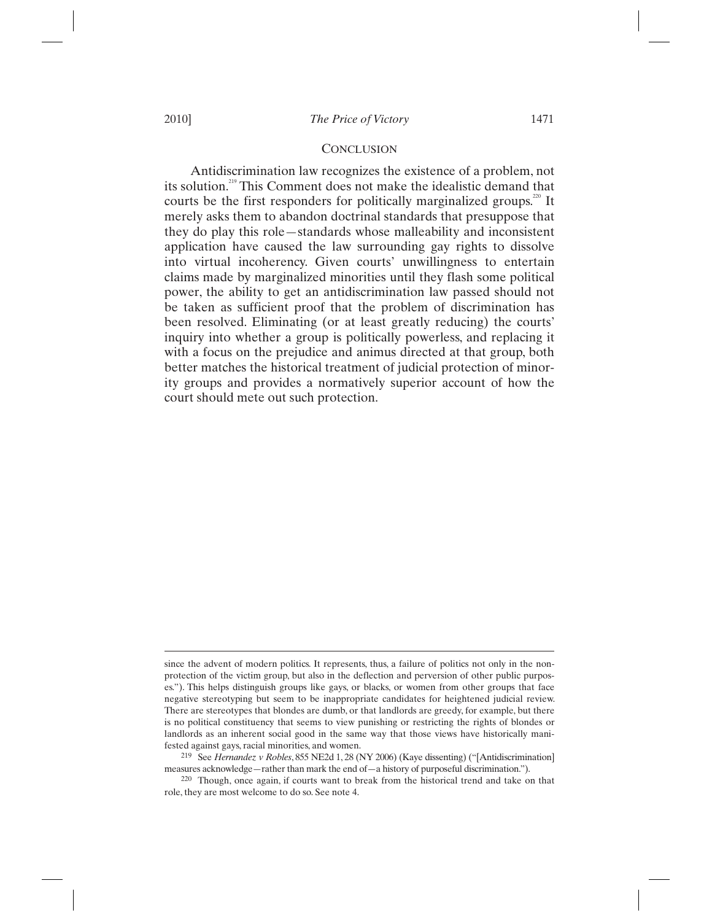## CONCLUSION

Antidiscrimination law recognizes the existence of a problem, not its solution.[219] This Comment does not make the idealistic demand that courts be the first responders for politically marginalized groups.[220] It merely asks them to abandon doctrinal standards that presuppose that they do play this role—standards whose malleability and inconsistent application have caused the law surrounding gay rights to dissolve into virtual incoherency. Given courts' unwillingness to entertain claims made by marginalized minorities until they flash some political power, the ability to get an antidiscrimination law passed should not be taken as sufficient proof that the problem of discrimination has been resolved. Eliminating (or at least greatly reducing) the courts' inquiry into whether a group is politically powerless, and replacing it with a focus on the prejudice and animus directed at that group, both better matches the historical treatment of judicial protection of minority groups and provides a normatively superior account of how the court should mete out such protection.

---

since the advent of modern politics. It represents, thus, a failure of politics not only in the nonprotection of the victim group, but also in the deflection and perversion of other public purposes."). This helps distinguish groups like gays, or blacks, or women from other groups that face negative stereotyping but seem to be inappropriate candidates for heightened judicial review. There are stereotypes that blondes are dumb, or that landlords are greedy, for example, but there is no political constituency that seems to view punishing or restricting the rights of blondes or landlords as an inherent social good in the same way that those views have historically manifested against gays, racial minorities, and women.

[219] See *Hernandez v Robles*, 855 NE2d 1, 28 (NY 2006) (Kaye dissenting) ("[Antidiscrimination] measures acknowledge—rather than mark the end of—a history of purposeful discrimination.").

[220] Though, once again, if courts want to break from the historical trend and take on that role, they are most welcome to do so. See note 4.